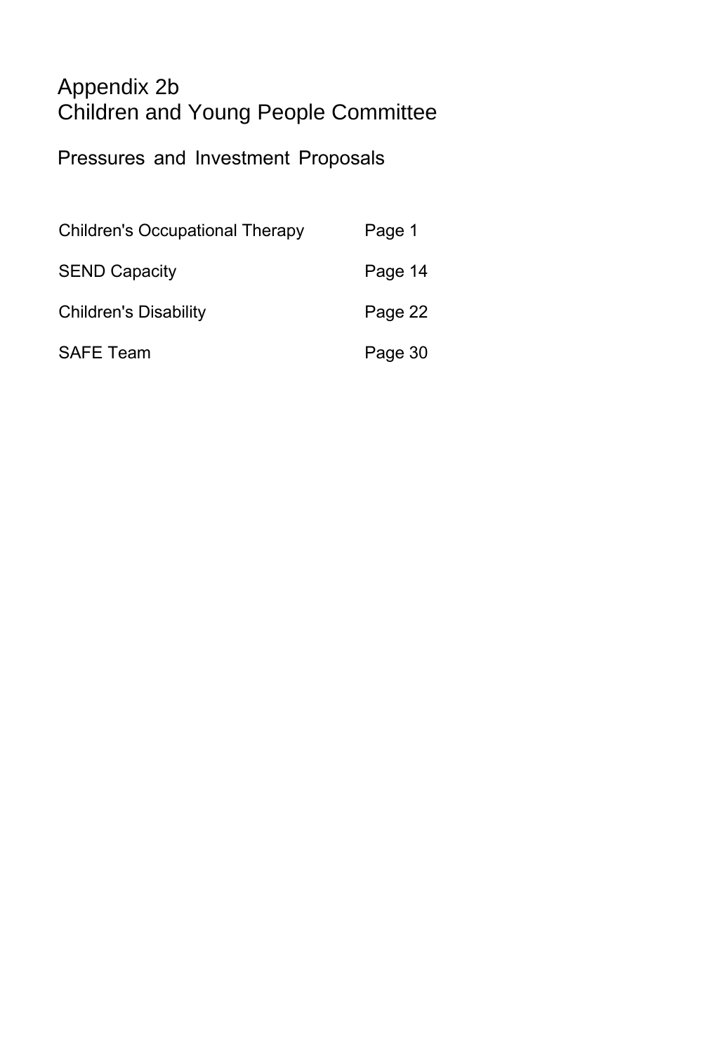# Appendix 2b
# Children and Young People Committee

## Pressures and Investment Proposals

| | |
|---|---|
| Children's Occupational Therapy | Page 1 |
| SEND Capacity | Page 14 |
| Children's Disability | Page 22 |
| SAFE Team | Page 30 |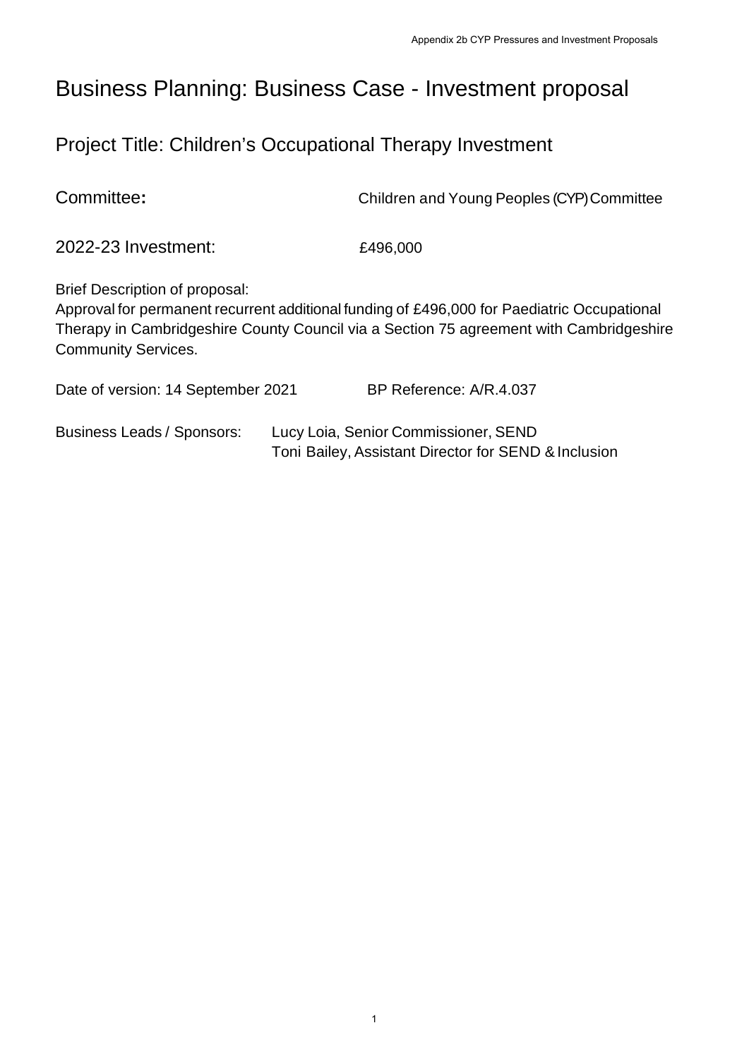# Business Planning: Business Case - Investment proposal

## Project Title: Children's Occupational Therapy Investment

Committee: Children and Young Peoples (CYP) Committee

2022-23 Investment: £496,000

Brief Description of proposal:
Approval for permanent recurrent additional funding of £496,000 for Paediatric Occupational Therapy in Cambridgeshire County Council via a Section 75 agreement with Cambridgeshire Community Services.

Date of version: 14 September 2021 BP Reference: A/R.4.037

Business Leads / Sponsors: Lucy Loia, Senior Commissioner, SEND
Toni Bailey, Assistant Director for SEND & Inclusion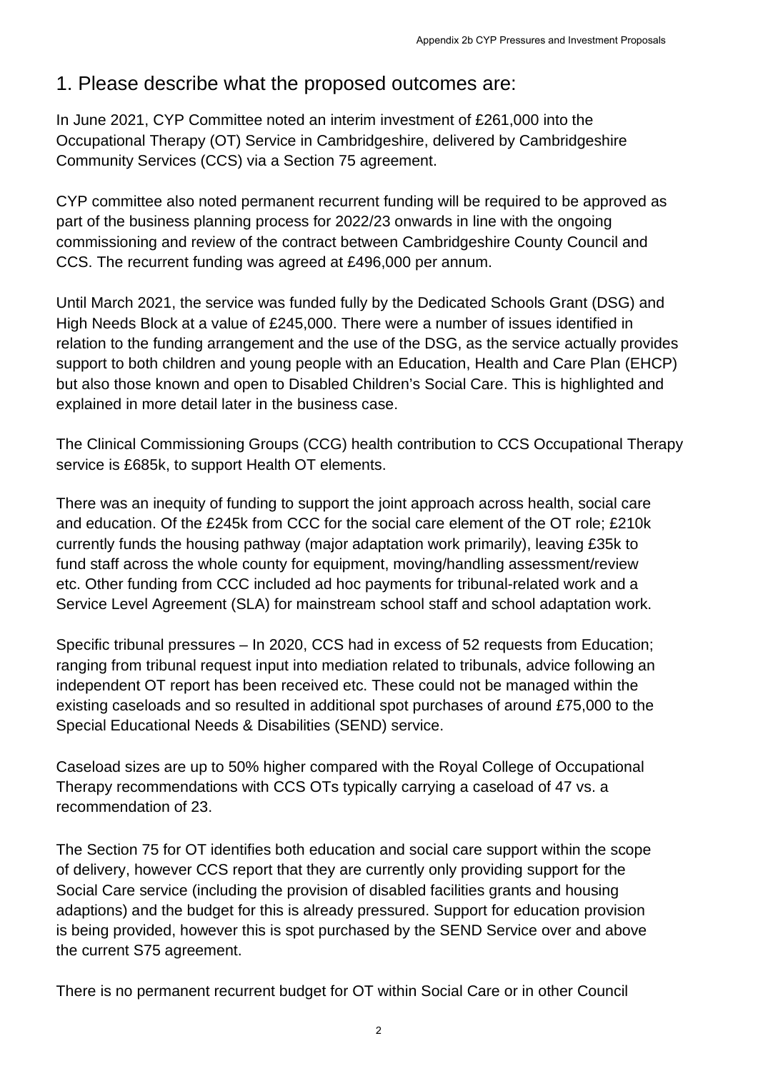## 1. Please describe what the proposed outcomes are:

In June 2021, CYP Committee noted an interim investment of £261,000 into the Occupational Therapy (OT) Service in Cambridgeshire, delivered by Cambridgeshire Community Services (CCS) via a Section 75 agreement.

CYP committee also noted permanent recurrent funding will be required to be approved as part of the business planning process for 2022/23 onwards in line with the ongoing commissioning and review of the contract between Cambridgeshire County Council and CCS. The recurrent funding was agreed at £496,000 per annum.

Until March 2021, the service was funded fully by the Dedicated Schools Grant (DSG) and High Needs Block at a value of £245,000. There were a number of issues identified in relation to the funding arrangement and the use of the DSG, as the service actually provides support to both children and young people with an Education, Health and Care Plan (EHCP) but also those known and open to Disabled Children's Social Care. This is highlighted and explained in more detail later in the business case.

The Clinical Commissioning Groups (CCG) health contribution to CCS Occupational Therapy service is £685k, to support Health OT elements.

There was an inequity of funding to support the joint approach across health, social care and education. Of the £245k from CCC for the social care element of the OT role; £210k currently funds the housing pathway (major adaptation work primarily), leaving £35k to fund staff across the whole county for equipment, moving/handling assessment/review etc. Other funding from CCC included ad hoc payments for tribunal-related work and a Service Level Agreement (SLA) for mainstream school staff and school adaptation work.

Specific tribunal pressures – In 2020, CCS had in excess of 52 requests from Education; ranging from tribunal request input into mediation related to tribunals, advice following an independent OT report has been received etc. These could not be managed within the existing caseloads and so resulted in additional spot purchases of around £75,000 to the Special Educational Needs & Disabilities (SEND) service.

Caseload sizes are up to 50% higher compared with the Royal College of Occupational Therapy recommendations with CCS OTs typically carrying a caseload of 47 vs. a recommendation of 23.

The Section 75 for OT identifies both education and social care support within the scope of delivery, however CCS report that they are currently only providing support for the Social Care service (including the provision of disabled facilities grants and housing adaptions) and the budget for this is already pressured. Support for education provision is being provided, however this is spot purchased by the SEND Service over and above the current S75 agreement.

There is no permanent recurrent budget for OT within Social Care or in other Council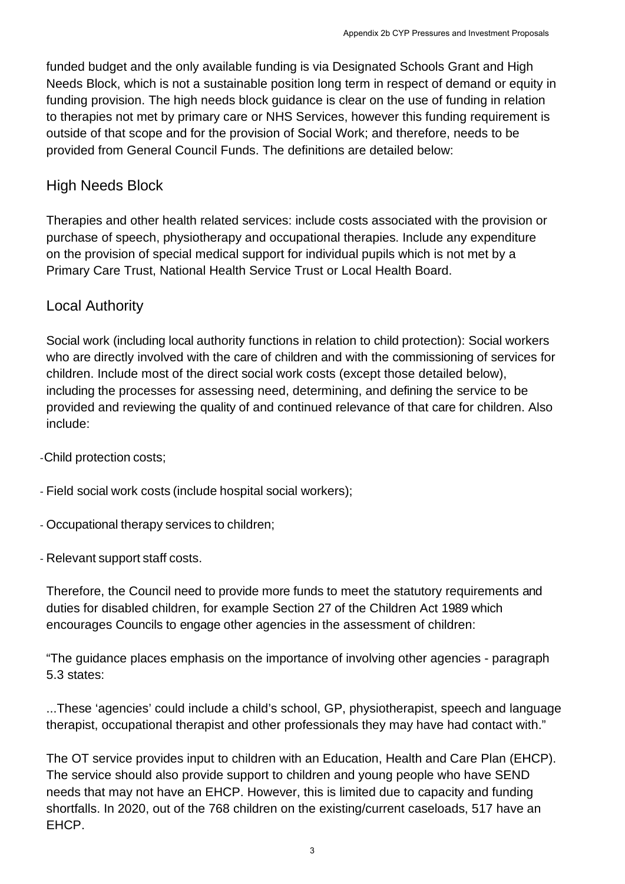funded budget and the only available funding is via Designated Schools Grant and High Needs Block, which is not a sustainable position long term in respect of demand or equity in funding provision. The high needs block guidance is clear on the use of funding in relation to therapies not met by primary care or NHS Services, however this funding requirement is outside of that scope and for the provision of Social Work; and therefore, needs to be provided from General Council Funds. The definitions are detailed below:

## High Needs Block

Therapies and other health related services: include costs associated with the provision or purchase of speech, physiotherapy and occupational therapies. Include any expenditure on the provision of special medical support for individual pupils which is not met by a Primary Care Trust, National Health Service Trust or Local Health Board.

## Local Authority

Social work (including local authority functions in relation to child protection): Social workers who are directly involved with the care of children and with the commissioning of services for children. Include most of the direct social work costs (except those detailed below), including the processes for assessing need, determining, and defining the service to be provided and reviewing the quality of and continued relevance of that care for children. Also include:

- Child protection costs;
- Field social work costs (include hospital social workers);
- Occupational therapy services to children;
- Relevant support staff costs.

Therefore, the Council need to provide more funds to meet the statutory requirements and duties for disabled children, for example Section 27 of the Children Act 1989 which encourages Councils to engage other agencies in the assessment of children:

"The guidance places emphasis on the importance of involving other agencies - paragraph 5.3 states:

...These 'agencies' could include a child's school, GP, physiotherapist, speech and language therapist, occupational therapist and other professionals they may have had contact with."

The OT service provides input to children with an Education, Health and Care Plan (EHCP). The service should also provide support to children and young people who have SEND needs that may not have an EHCP. However, this is limited due to capacity and funding shortfalls. In 2020, out of the 768 children on the existing/current caseloads, 517 have an EHCP.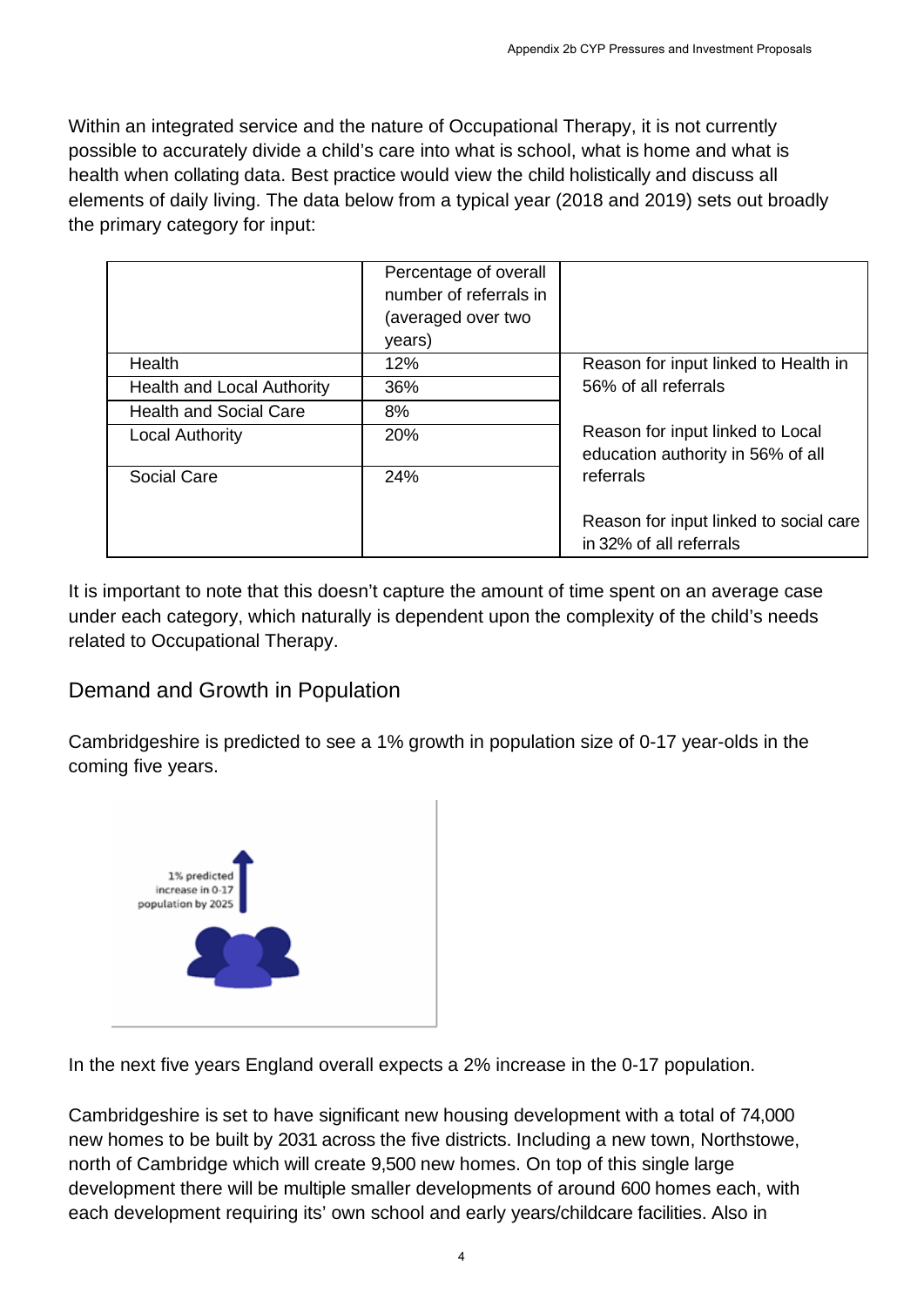Within an integrated service and the nature of Occupational Therapy, it is not currently possible to accurately divide a child's care into what is school, what is home and what is health when collating data. Best practice would view the child holistically and discuss all elements of daily living. The data below from a typical year (2018 and 2019) sets out broadly the primary category for input:

| | Percentage of overall number of referrals in (averaged over two years) | |
|---|---|---|
| Health | 12% | Reason for input linked to Health in 56% of all referrals |
| Health and Local Authority | 36% | |
| Health and Social Care | 8% | |
| Local Authority | 20% | Reason for input linked to Local education authority in 56% of all referrals |
| Social Care | 24% | Reason for input linked to social care in 32% of all referrals |

It is important to note that this doesn't capture the amount of time spent on an average case under each category, which naturally is dependent upon the complexity of the child's needs related to Occupational Therapy.

## Demand and Growth in Population

Cambridgeshire is predicted to see a 1% growth in population size of 0-17 year-olds in the coming five years.

1% predicted increase in 0-17 population by 2025

In the next five years England overall expects a 2% increase in the 0-17 population.

Cambridgeshire is set to have significant new housing development with a total of 74,000 new homes to be built by 2031 across the five districts. Including a new town, Northstowe, north of Cambridge which will create 9,500 new homes. On top of this single large development there will be multiple smaller developments of around 600 homes each, with each development requiring its' own school and early years/childcare facilities. Also in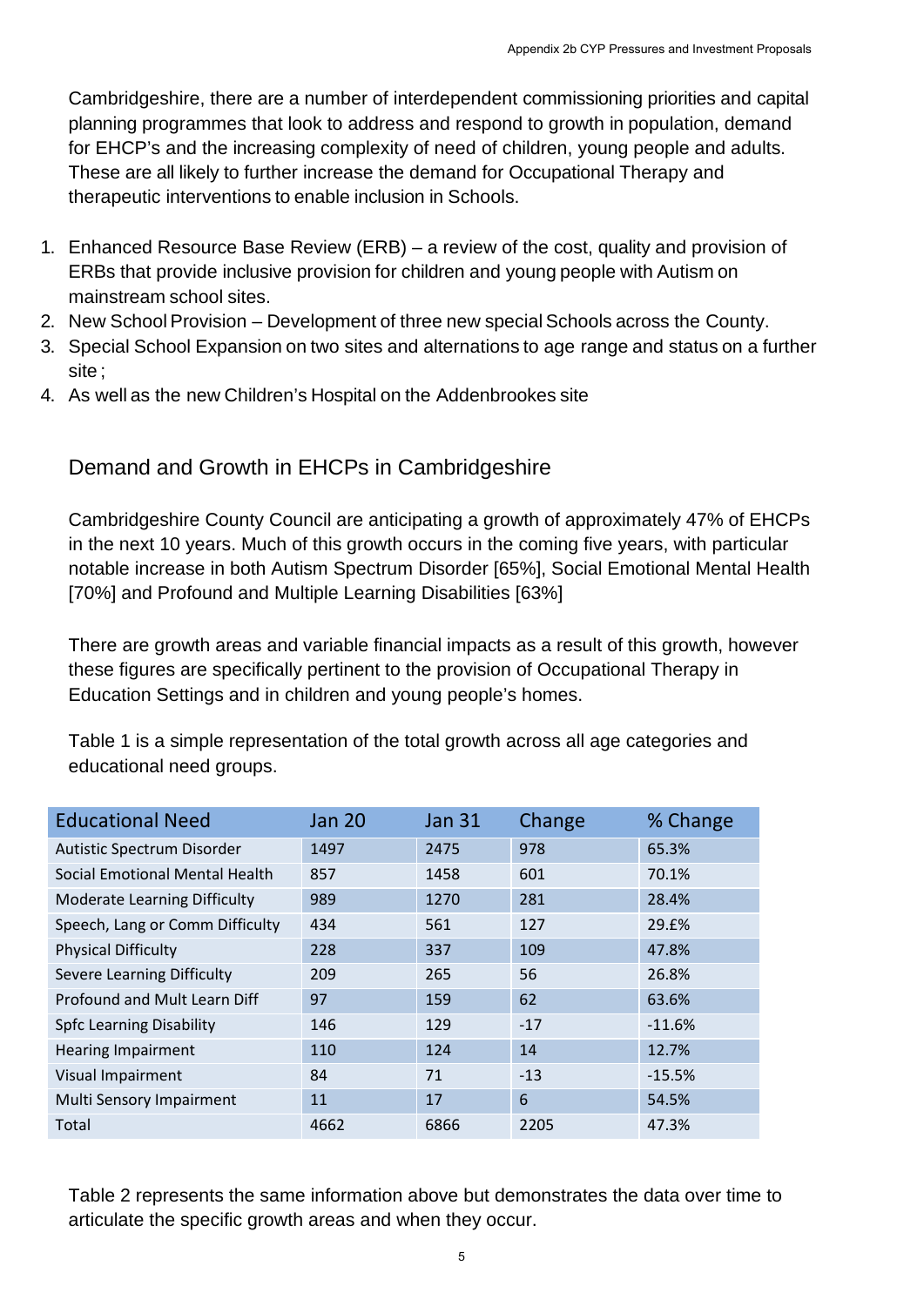Cambridgeshire, there are a number of interdependent commissioning priorities and capital planning programmes that look to address and respond to growth in population, demand for EHCP's and the increasing complexity of need of children, young people and adults. These are all likely to further increase the demand for Occupational Therapy and therapeutic interventions to enable inclusion in Schools.

1. Enhanced Resource Base Review (ERB) – a review of the cost, quality and provision of ERBs that provide inclusive provision for children and young people with Autism on mainstream school sites.
2. New School Provision – Development of three new special Schools across the County.
3. Special School Expansion on two sites and alternations to age range and status on a further site ;
4. As well as the new Children's Hospital on the Addenbrookes site

## Demand and Growth in EHCPs in Cambridgeshire

Cambridgeshire County Council are anticipating a growth of approximately 47% of EHCPs in the next 10 years. Much of this growth occurs in the coming five years, with particular notable increase in both Autism Spectrum Disorder [65%], Social Emotional Mental Health [70%] and Profound and Multiple Learning Disabilities [63%]

There are growth areas and variable financial impacts as a result of this growth, however these figures are specifically pertinent to the provision of Occupational Therapy in Education Settings and in children and young people's homes.

Table 1 is a simple representation of the total growth across all age categories and educational need groups.

| Educational Need | Jan 20 | Jan 31 | Change | % Change |
|---|---|---|---|---|
| Autistic Spectrum Disorder | 1497 | 2475 | 978 | 65.3% |
| Social Emotional Mental Health | 857 | 1458 | 601 | 70.1% |
| Moderate Learning Difficulty | 989 | 1270 | 281 | 28.4% |
| Speech, Lang or Comm Difficulty | 434 | 561 | 127 | 29.£% |
| Physical Difficulty | 228 | 337 | 109 | 47.8% |
| Severe Learning Difficulty | 209 | 265 | 56 | 26.8% |
| Profound and Mult Learn Diff | 97 | 159 | 62 | 63.6% |
| Spfc Learning Disability | 146 | 129 | -17 | -11.6% |
| Hearing Impairment | 110 | 124 | 14 | 12.7% |
| Visual Impairment | 84 | 71 | -13 | -15.5% |
| Multi Sensory Impairment | 11 | 17 | 6 | 54.5% |
| Total | 4662 | 6866 | 2205 | 47.3% |

Table 2 represents the same information above but demonstrates the data over time to articulate the specific growth areas and when they occur.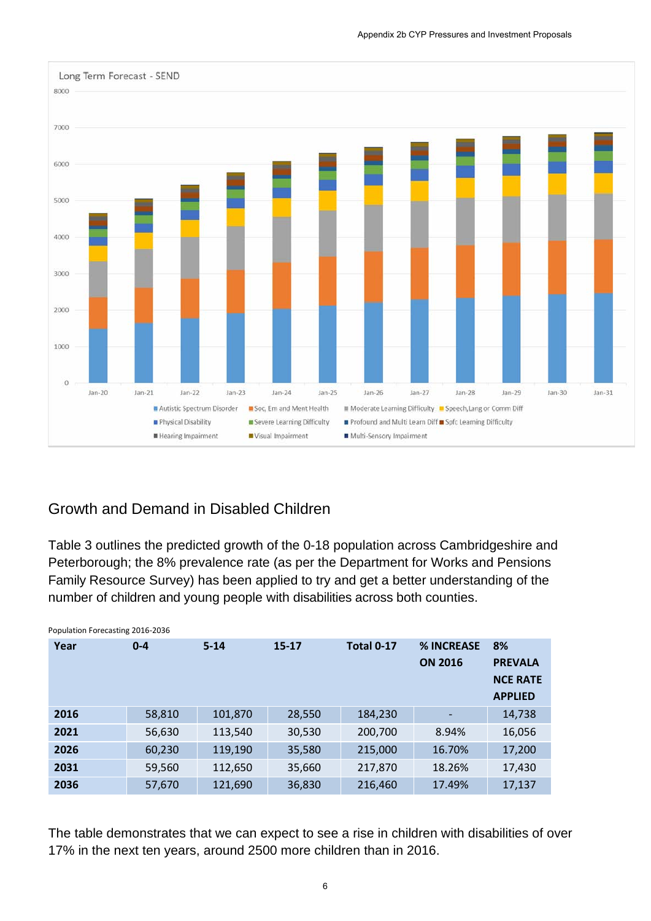Long Term Forecast - SEND

## Growth and Demand in Disabled Children

Table 3 outlines the predicted growth of the 0-18 population across Cambridgeshire and Peterborough; the 8% prevalence rate (as per the Department for Works and Pensions Family Resource Survey) has been applied to try and get a better understanding of the number of children and young people with disabilities across both counties.

Population Forecasting 2016-2036

| Year | 0-4 | 5-14 | 15-17 | Total 0-17 | % INCREASE ON 2016 | 8% PREVALANCE RATE APPLIED |
|---|---|---|---|---|---|---|
| **2016** | 58,810 | 101,870 | 28,550 | 184,230 | - | 14,738 |
| **2021** | 56,630 | 113,540 | 30,530 | 200,700 | 8.94% | 16,056 |
| **2026** | 60,230 | 119,190 | 35,580 | 215,000 | 16.70% | 17,200 |
| **2031** | 59,560 | 112,650 | 35,660 | 217,870 | 18.26% | 17,430 |
| **2036** | 57,670 | 121,690 | 36,830 | 216,460 | 17.49% | 17,137 |

The table demonstrates that we can expect to see a rise in children with disabilities of over 17% in the next ten years, around 2500 more children than in 2016.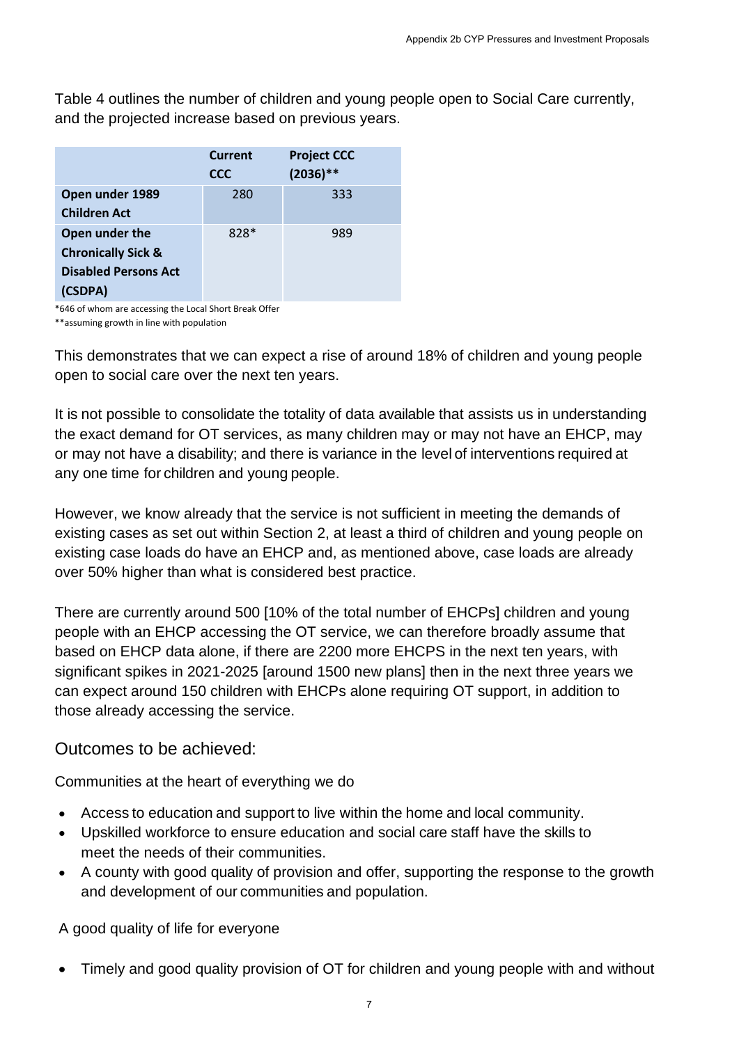Table 4 outlines the number of children and young people open to Social Care currently, and the projected increase based on previous years.

| | Current CCC | Project CCC (2036)** |
|---|---|---|
| **Open under 1989 Children Act** | 280 | 333 |
| **Open under the Chronically Sick & Disabled Persons Act (CSDPA)** | 828* | 989 |

*646 of whom are accessing the Local Short Break Offer
**assuming growth in line with population

This demonstrates that we can expect a rise of around 18% of children and young people open to social care over the next ten years.

It is not possible to consolidate the totality of data available that assists us in understanding the exact demand for OT services, as many children may or may not have an EHCP, may or may not have a disability; and there is variance in the level of interventions required at any one time for children and young people.

However, we know already that the service is not sufficient in meeting the demands of existing cases as set out within Section 2, at least a third of children and young people on existing case loads do have an EHCP and, as mentioned above, case loads are already over 50% higher than what is considered best practice.

There are currently around 500 [10% of the total number of EHCPs] children and young people with an EHCP accessing the OT service, we can therefore broadly assume that based on EHCP data alone, if there are 2200 more EHCPS in the next ten years, with significant spikes in 2021-2025 [around 1500 new plans] then in the next three years we can expect around 150 children with EHCPs alone requiring OT support, in addition to those already accessing the service.

## Outcomes to be achieved:

Communities at the heart of everything we do

- Access to education and support to live within the home and local community.
- Upskilled workforce to ensure education and social care staff have the skills to meet the needs of their communities.
- A county with good quality of provision and offer, supporting the response to the growth and development of our communities and population.

A good quality of life for everyone

- Timely and good quality provision of OT for children and young people with and without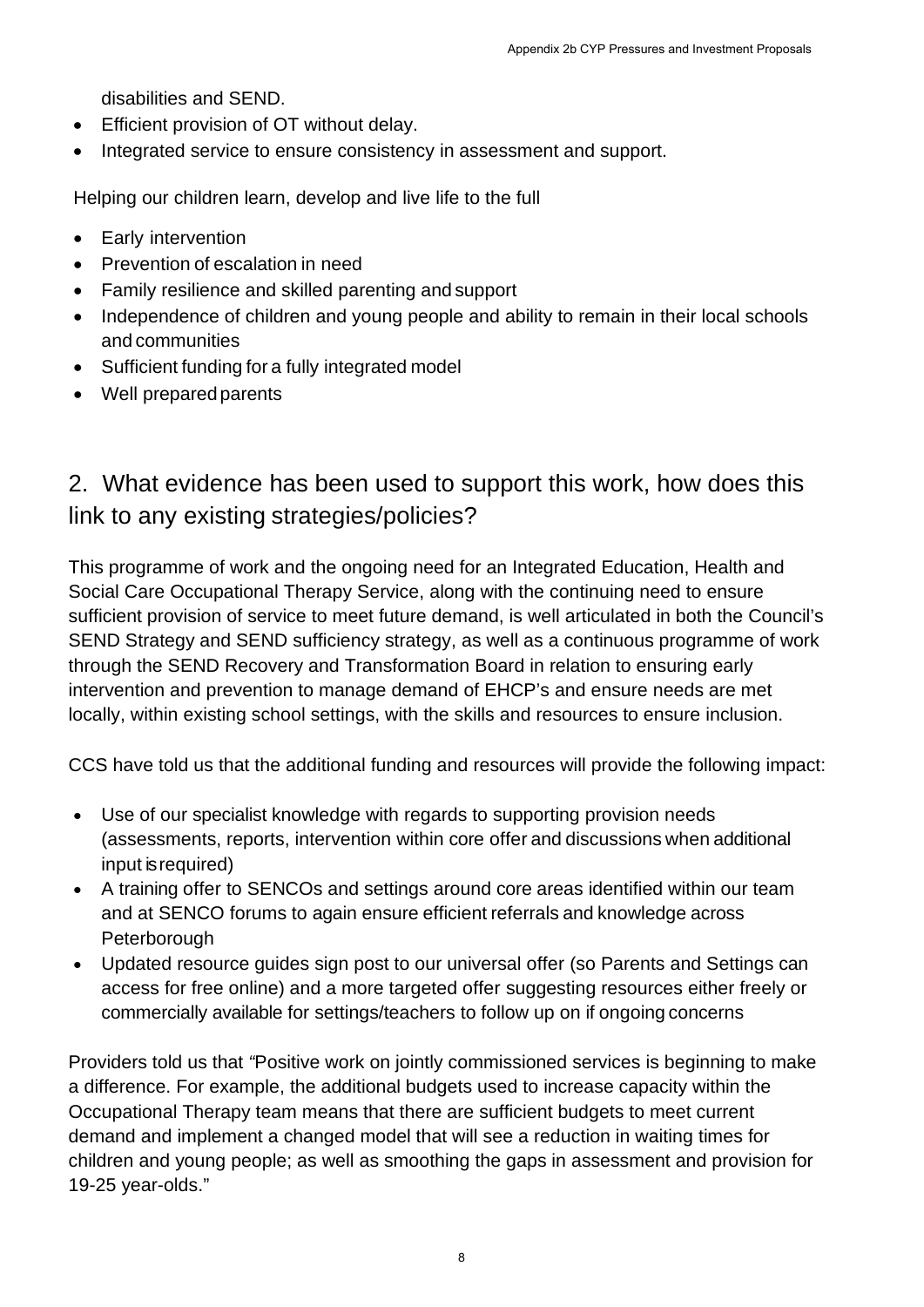disabilities and SEND.

- Efficient provision of OT without delay.
- Integrated service to ensure consistency in assessment and support.

Helping our children learn, develop and live life to the full

- Early intervention
- Prevention of escalation in need
- Family resilience and skilled parenting and support
- Independence of children and young people and ability to remain in their local schools and communities
- Sufficient funding for a fully integrated model
- Well prepared parents

## 2. What evidence has been used to support this work, how does this link to any existing strategies/policies?

This programme of work and the ongoing need for an Integrated Education, Health and Social Care Occupational Therapy Service, along with the continuing need to ensure sufficient provision of service to meet future demand, is well articulated in both the Council's SEND Strategy and SEND sufficiency strategy, as well as a continuous programme of work through the SEND Recovery and Transformation Board in relation to ensuring early intervention and prevention to manage demand of EHCP's and ensure needs are met locally, within existing school settings, with the skills and resources to ensure inclusion.

CCS have told us that the additional funding and resources will provide the following impact:

- Use of our specialist knowledge with regards to supporting provision needs (assessments, reports, intervention within core offer and discussions when additional input is required)
- A training offer to SENCOs and settings around core areas identified within our team and at SENCO forums to again ensure efficient referrals and knowledge across Peterborough
- Updated resource guides sign post to our universal offer (so Parents and Settings can access for free online) and a more targeted offer suggesting resources either freely or commercially available for settings/teachers to follow up on if ongoing concerns

Providers told us that "Positive work on jointly commissioned services is beginning to make a difference. For example, the additional budgets used to increase capacity within the Occupational Therapy team means that there are sufficient budgets to meet current demand and implement a changed model that will see a reduction in waiting times for children and young people; as well as smoothing the gaps in assessment and provision for 19-25 year-olds."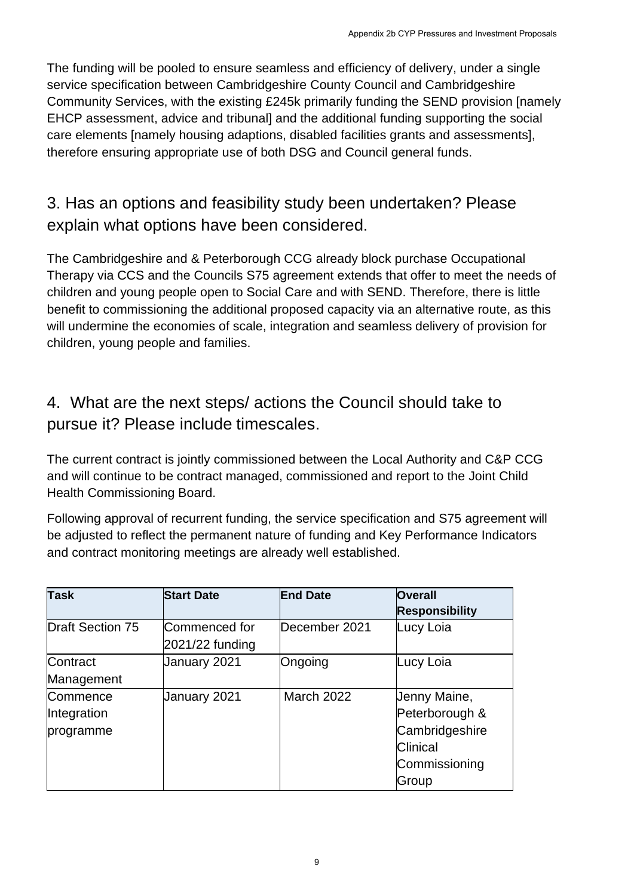The funding will be pooled to ensure seamless and efficiency of delivery, under a single service specification between Cambridgeshire County Council and Cambridgeshire Community Services, with the existing £245k primarily funding the SEND provision [namely EHCP assessment, advice and tribunal] and the additional funding supporting the social care elements [namely housing adaptions, disabled facilities grants and assessments], therefore ensuring appropriate use of both DSG and Council general funds.

## 3. Has an options and feasibility study been undertaken? Please explain what options have been considered.

The Cambridgeshire and & Peterborough CCG already block purchase Occupational Therapy via CCS and the Councils S75 agreement extends that offer to meet the needs of children and young people open to Social Care and with SEND. Therefore, there is little benefit to commissioning the additional proposed capacity via an alternative route, as this will undermine the economies of scale, integration and seamless delivery of provision for children, young people and families.

## 4. What are the next steps/ actions the Council should take to pursue it? Please include timescales.

The current contract is jointly commissioned between the Local Authority and C&P CCG and will continue to be contract managed, commissioned and report to the Joint Child Health Commissioning Board.

Following approval of recurrent funding, the service specification and S75 agreement will be adjusted to reflect the permanent nature of funding and Key Performance Indicators and contract monitoring meetings are already well established.

| **Task** | **Start Date** | **End Date** | **Overall Responsibility** |
|---|---|---|---|
| Draft Section 75 | Commenced for 2021/22 funding | December 2021 | Lucy Loia |
| Contract Management | January 2021 | Ongoing | Lucy Loia |
| Commence Integration programme | January 2021 | March 2022 | Jenny Maine, Peterborough & Cambridgeshire Clinical Commissioning Group |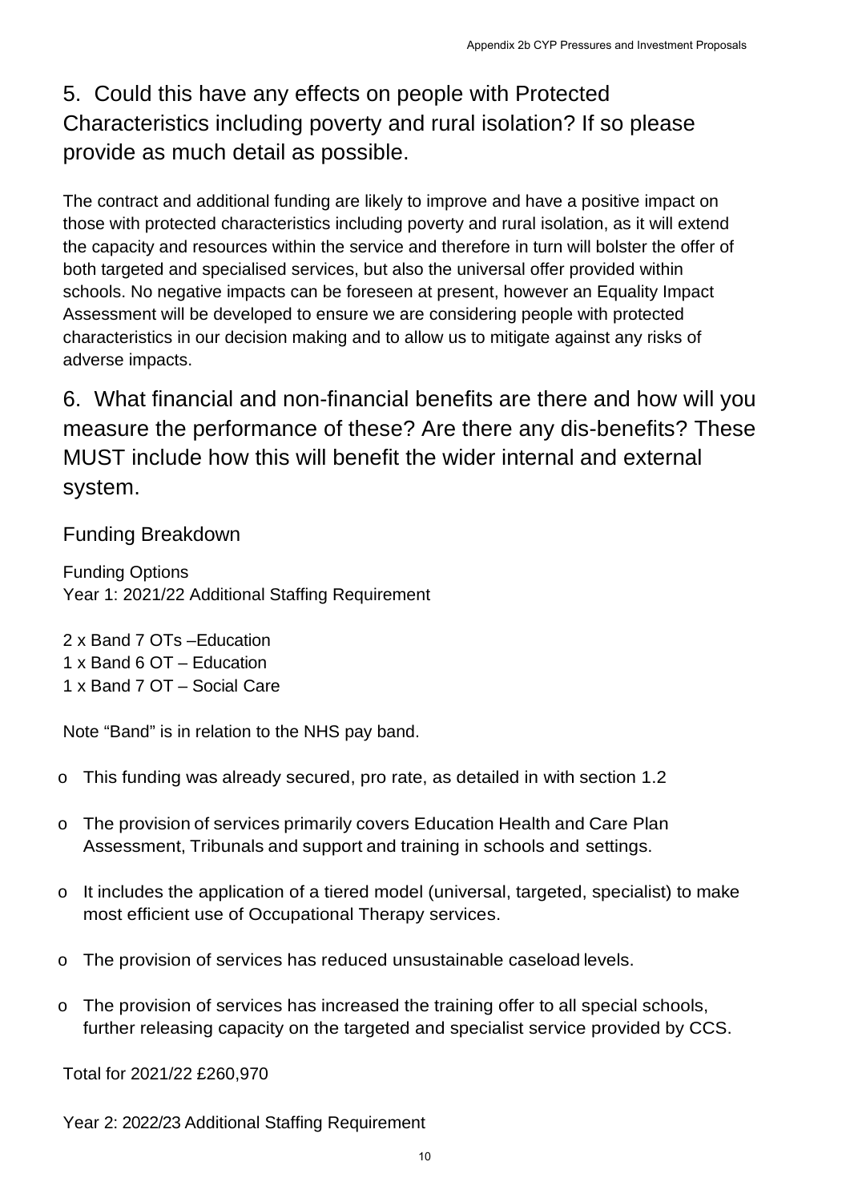## 5. Could this have any effects on people with Protected Characteristics including poverty and rural isolation? If so please provide as much detail as possible.

The contract and additional funding are likely to improve and have a positive impact on those with protected characteristics including poverty and rural isolation, as it will extend the capacity and resources within the service and therefore in turn will bolster the offer of both targeted and specialised services, but also the universal offer provided within schools. No negative impacts can be foreseen at present, however an Equality Impact Assessment will be developed to ensure we are considering people with protected characteristics in our decision making and to allow us to mitigate against any risks of adverse impacts.

## 6. What financial and non-financial benefits are there and how will you measure the performance of these? Are there any dis-benefits? These MUST include how this will benefit the wider internal and external system.

### Funding Breakdown

Funding Options
Year 1: 2021/22 Additional Staffing Requirement

2 x Band 7 OTs –Education
1 x Band 6 OT – Education
1 x Band 7 OT – Social Care

Note "Band" is in relation to the NHS pay band.

- This funding was already secured, pro rate, as detailed in with section 1.2
- The provision of services primarily covers Education Health and Care Plan Assessment, Tribunals and support and training in schools and settings.
- It includes the application of a tiered model (universal, targeted, specialist) to make most efficient use of Occupational Therapy services.
- The provision of services has reduced unsustainable caseload levels.
- The provision of services has increased the training offer to all special schools, further releasing capacity on the targeted and specialist service provided by CCS.

Total for 2021/22 £260,970

Year 2: 2022/23 Additional Staffing Requirement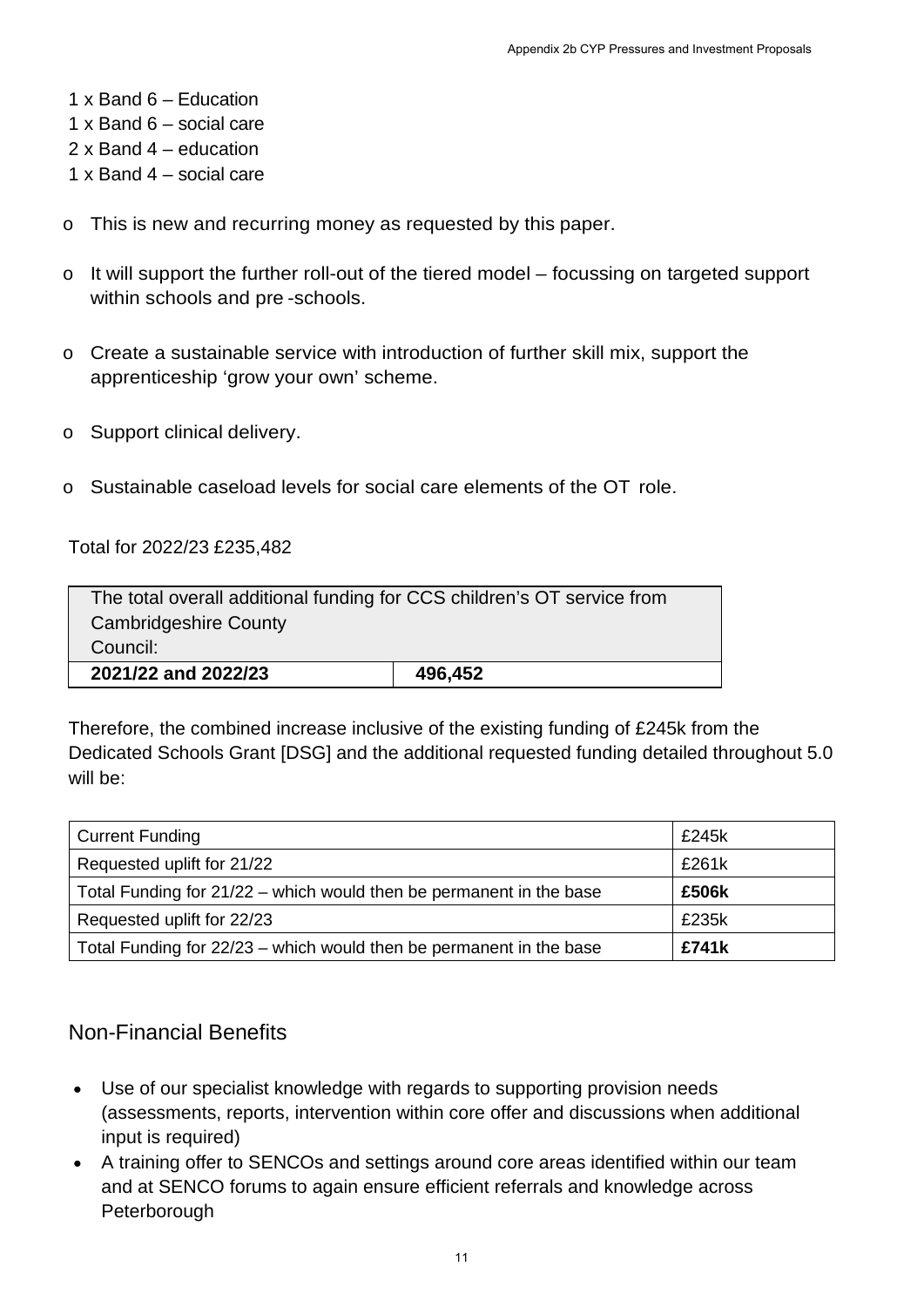1 x Band 6 – Education
1 x Band 6 – social care
2 x Band 4 – education
1 x Band 4 – social care

- This is new and recurring money as requested by this paper.
- It will support the further roll-out of the tiered model – focussing on targeted support within schools and pre -schools.
- Create a sustainable service with introduction of further skill mix, support the apprenticeship 'grow your own' scheme.
- Support clinical delivery.
- Sustainable caseload levels for social care elements of the OT role.

Total for 2022/23 £235,482

| The total overall additional funding for CCS children's OT service from Cambridgeshire County Council: | |
|---|---|
| **2021/22 and 2022/23** | **496,452** |

Therefore, the combined increase inclusive of the existing funding of £245k from the Dedicated Schools Grant [DSG] and the additional requested funding detailed throughout 5.0 will be:

| | |
|---|---|
| Current Funding | £245k |
| Requested uplift for 21/22 | £261k |
| Total Funding for 21/22 – which would then be permanent in the base | **£506k** |
| Requested uplift for 22/23 | £235k |
| Total Funding for 22/23 – which would then be permanent in the base | **£741k** |

## Non-Financial Benefits

- Use of our specialist knowledge with regards to supporting provision needs (assessments, reports, intervention within core offer and discussions when additional input is required)
- A training offer to SENCOs and settings around core areas identified within our team and at SENCO forums to again ensure efficient referrals and knowledge across Peterborough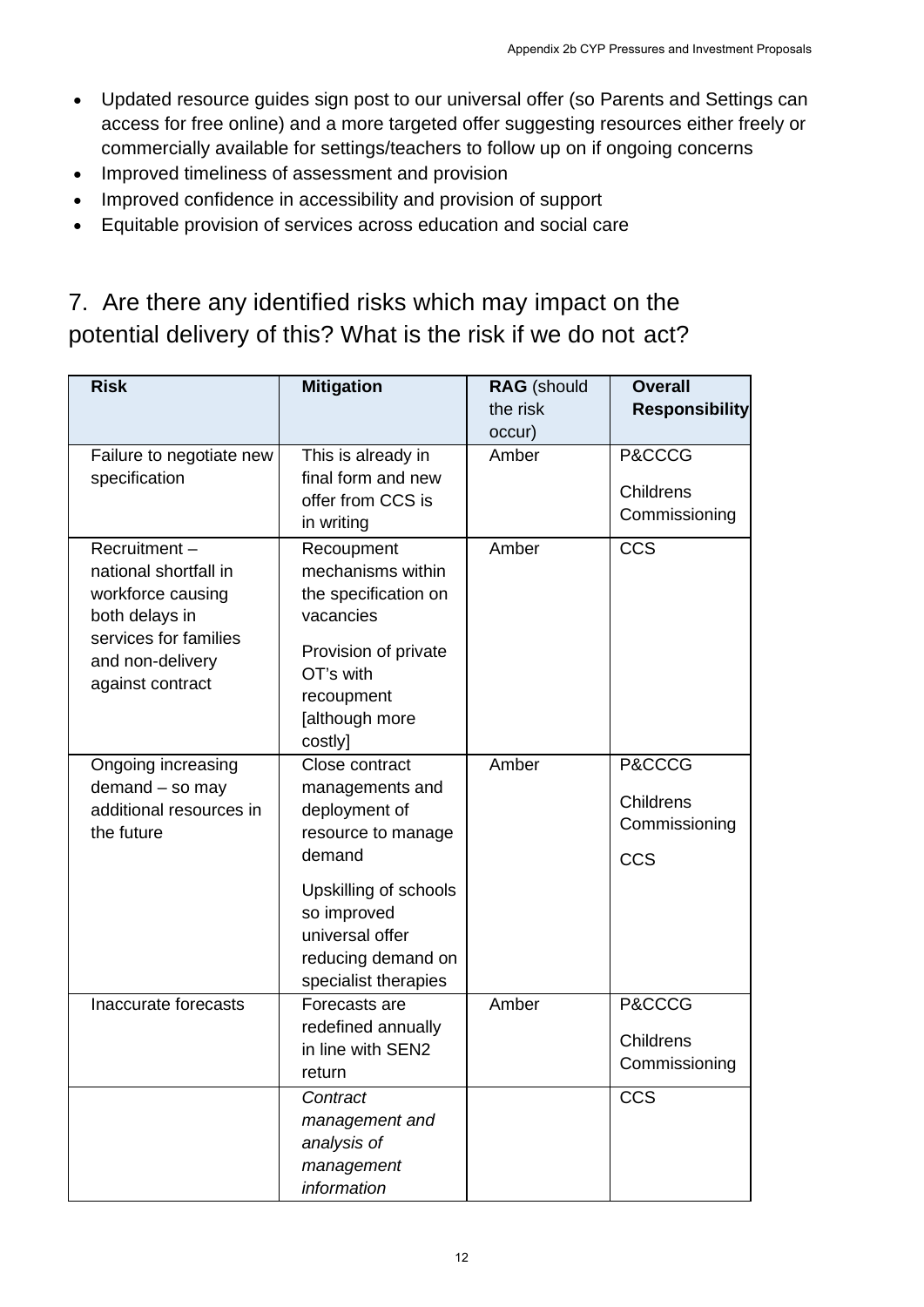- Updated resource guides sign post to our universal offer (so Parents and Settings can access for free online) and a more targeted offer suggesting resources either freely or commercially available for settings/teachers to follow up on if ongoing concerns
- Improved timeliness of assessment and provision
- Improved confidence in accessibility and provision of support
- Equitable provision of services across education and social care

## 7. Are there any identified risks which may impact on the potential delivery of this? What is the risk if we do not act?

| **Risk** | **Mitigation** | **RAG** (should the risk occur) | **Overall Responsibility** |
|---|---|---|---|
| Failure to negotiate new specification | This is already in final form and new offer from CCS is in writing | Amber | P&CCCG<br>Childrens Commissioning |
| Recruitment – national shortfall in workforce causing both delays in services for families and non-delivery against contract | Recoupment mechanisms within the specification on vacancies<br>Provision of private OT's with recoupment [although more costly] | Amber | CCS |
| Ongoing increasing demand – so may additional resources in the future | Close contract managements and deployment of resource to manage demand<br>Upskilling of schools so improved universal offer reducing demand on specialist therapies | Amber | P&CCCG<br>Childrens Commissioning<br>CCS |
| Inaccurate forecasts | Forecasts are redefined annually in line with SEN2 return | Amber | P&CCCG<br>Childrens Commissioning |
| | *Contract management and analysis of management information* | | CCS |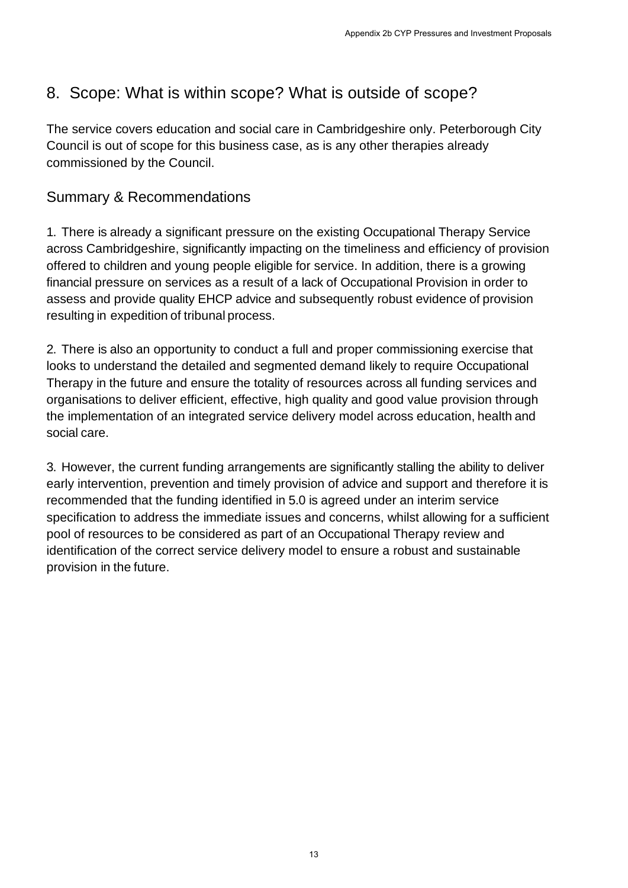## 8. Scope: What is within scope? What is outside of scope?

The service covers education and social care in Cambridgeshire only. Peterborough City Council is out of scope for this business case, as is any other therapies already commissioned by the Council.

### Summary & Recommendations

1. There is already a significant pressure on the existing Occupational Therapy Service across Cambridgeshire, significantly impacting on the timeliness and efficiency of provision offered to children and young people eligible for service. In addition, there is a growing financial pressure on services as a result of a lack of Occupational Provision in order to assess and provide quality EHCP advice and subsequently robust evidence of provision resulting in expedition of tribunal process.

2. There is also an opportunity to conduct a full and proper commissioning exercise that looks to understand the detailed and segmented demand likely to require Occupational Therapy in the future and ensure the totality of resources across all funding services and organisations to deliver efficient, effective, high quality and good value provision through the implementation of an integrated service delivery model across education, health and social care.

3. However, the current funding arrangements are significantly stalling the ability to deliver early intervention, prevention and timely provision of advice and support and therefore it is recommended that the funding identified in 5.0 is agreed under an interim service specification to address the immediate issues and concerns, whilst allowing for a sufficient pool of resources to be considered as part of an Occupational Therapy review and identification of the correct service delivery model to ensure a robust and sustainable provision in the future.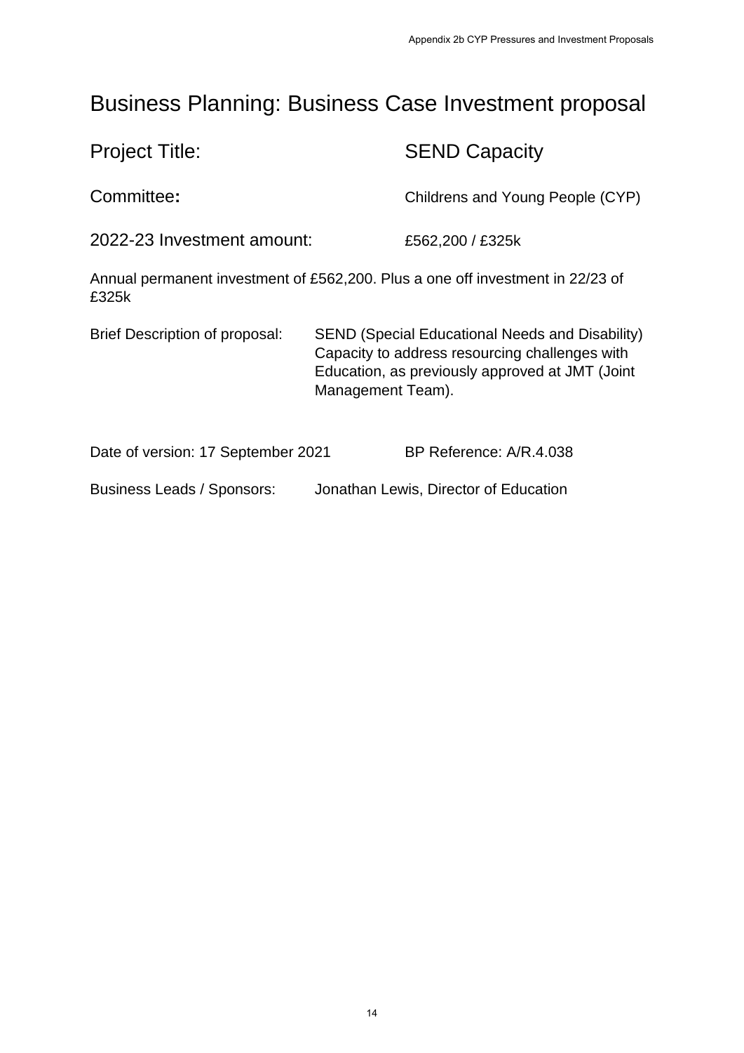# Business Planning: Business Case Investment proposal

| | |
|---|---|
| Project Title: | SEND Capacity |
| Committee**:** | Childrens and Young People (CYP) |
| 2022-23 Investment amount: | £562,200 / £325k |

Annual permanent investment of £562,200. Plus a one off investment in 22/23 of £325k

| | |
|---|---|
| Brief Description of proposal: | SEND (Special Educational Needs and Disability) Capacity to address resourcing challenges with Education, as previously approved at JMT (Joint Management Team). |

Date of version: 17 September 2021 BP Reference: A/R.4.038

Business Leads / Sponsors: Jonathan Lewis, Director of Education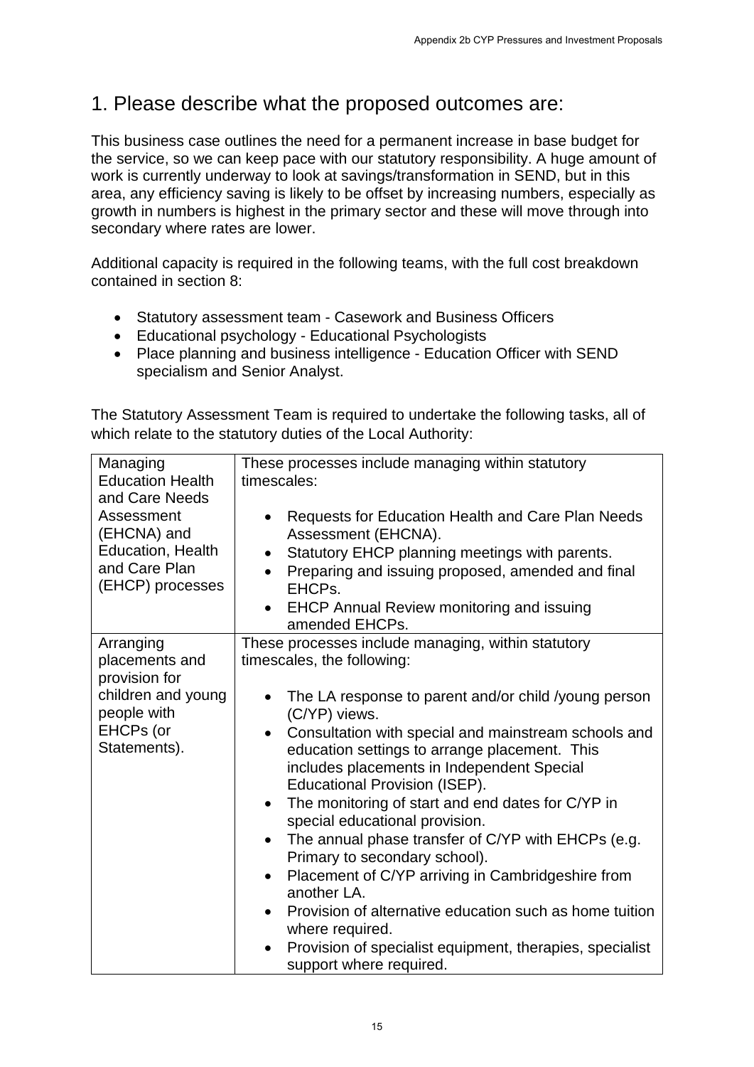# 1. Please describe what the proposed outcomes are:

This business case outlines the need for a permanent increase in base budget for the service, so we can keep pace with our statutory responsibility. A huge amount of work is currently underway to look at savings/transformation in SEND, but in this area, any efficiency saving is likely to be offset by increasing numbers, especially as growth in numbers is highest in the primary sector and these will move through into secondary where rates are lower.

Additional capacity is required in the following teams, with the full cost breakdown contained in section 8:

- Statutory assessment team - Casework and Business Officers
- Educational psychology - Educational Psychologists
- Place planning and business intelligence - Education Officer with SEND specialism and Senior Analyst.

The Statutory Assessment Team is required to undertake the following tasks, all of which relate to the statutory duties of the Local Authority:

| | |
|---|---|
| Managing Education Health and Care Needs Assessment (EHCNA) and Education, Health and Care Plan (EHCP) processes | These processes include managing within statutory timescales:<br>• Requests for Education Health and Care Plan Needs Assessment (EHCNA).<br>• Statutory EHCP planning meetings with parents.<br>• Preparing and issuing proposed, amended and final EHCPs.<br>• EHCP Annual Review monitoring and issuing amended EHCPs. |
| Arranging placements and provision for children and young people with EHCPs (or Statements). | These processes include managing, within statutory timescales, the following:<br>• The LA response to parent and/or child /young person (C/YP) views.<br>• Consultation with special and mainstream schools and education settings to arrange placement. This includes placements in Independent Special Educational Provision (ISEP).<br>• The monitoring of start and end dates for C/YP in special educational provision.<br>• The annual phase transfer of C/YP with EHCPs (e.g. Primary to secondary school).<br>• Placement of C/YP arriving in Cambridgeshire from another LA.<br>• Provision of alternative education such as home tuition where required.<br>• Provision of specialist equipment, therapies, specialist support where required. |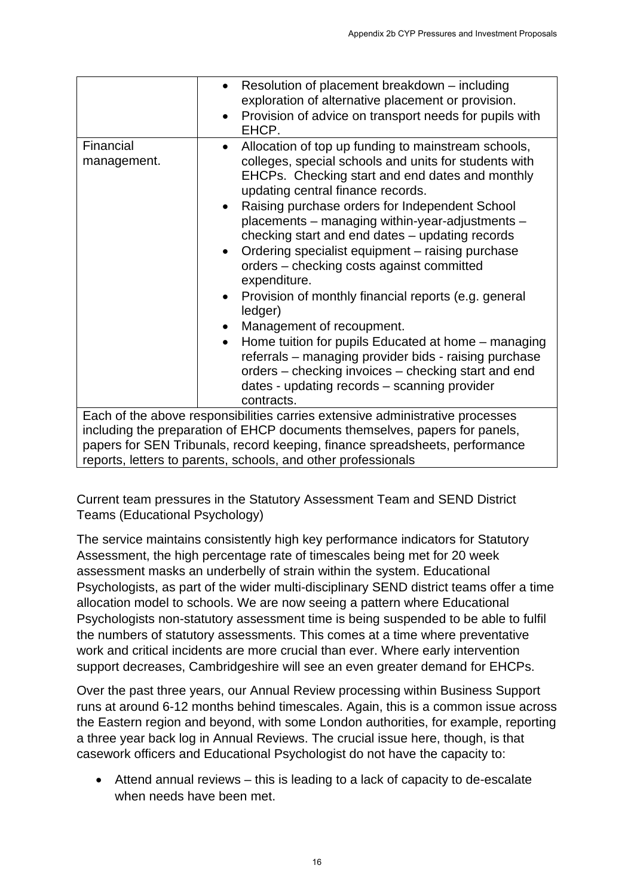|  |  |
|---|---|
|  | • Resolution of placement breakdown – including exploration of alternative placement or provision.<br>• Provision of advice on transport needs for pupils with EHCP. |
| Financial management. | • Allocation of top up funding to mainstream schools, colleges, special schools and units for students with EHCPs. Checking start and end dates and monthly updating central finance records.<br>• Raising purchase orders for Independent School placements – managing within-year-adjustments – checking start and end dates – updating records<br>• Ordering specialist equipment – raising purchase orders – checking costs against committed expenditure.<br>• Provision of monthly financial reports (e.g. general ledger)<br>• Management of recoupment.<br>• Home tuition for pupils Educated at home – managing referrals – managing provider bids - raising purchase orders – checking invoices – checking start and end dates - updating records – scanning provider contracts. |
| Each of the above responsibilities carries extensive administrative processes including the preparation of EHCP documents themselves, papers for panels, papers for SEN Tribunals, record keeping, finance spreadsheets, performance reports, letters to parents, schools, and other professionals | |

Current team pressures in the Statutory Assessment Team and SEND District Teams (Educational Psychology)

The service maintains consistently high key performance indicators for Statutory Assessment, the high percentage rate of timescales being met for 20 week assessment masks an underbelly of strain within the system. Educational Psychologists, as part of the wider multi-disciplinary SEND district teams offer a time allocation model to schools. We are now seeing a pattern where Educational Psychologists non-statutory assessment time is being suspended to be able to fulfil the numbers of statutory assessments. This comes at a time where preventative work and critical incidents are more crucial than ever. Where early intervention support decreases, Cambridgeshire will see an even greater demand for EHCPs.

Over the past three years, our Annual Review processing within Business Support runs at around 6-12 months behind timescales. Again, this is a common issue across the Eastern region and beyond, with some London authorities, for example, reporting a three year back log in Annual Reviews. The crucial issue here, though, is that casework officers and Educational Psychologist do not have the capacity to:

- Attend annual reviews – this is leading to a lack of capacity to de-escalate when needs have been met.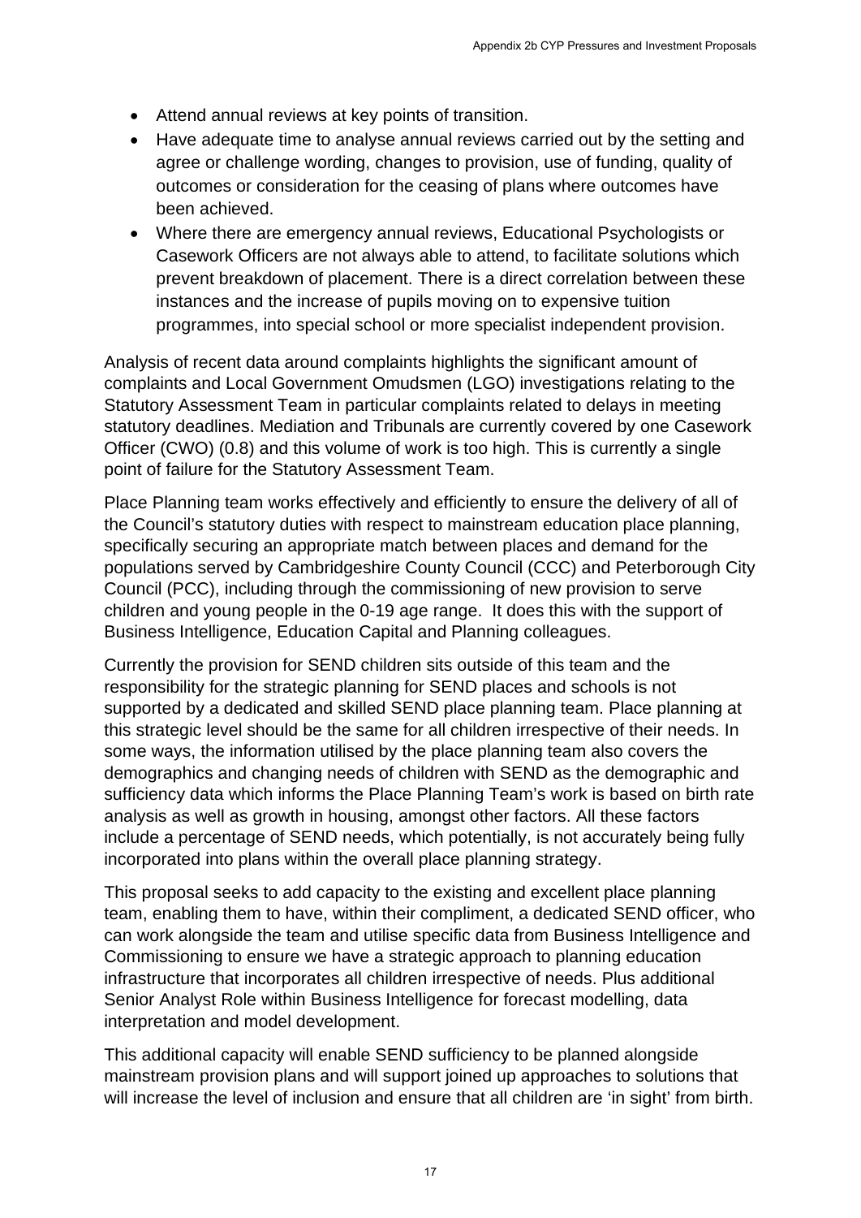- Attend annual reviews at key points of transition.
- Have adequate time to analyse annual reviews carried out by the setting and agree or challenge wording, changes to provision, use of funding, quality of outcomes or consideration for the ceasing of plans where outcomes have been achieved.
- Where there are emergency annual reviews, Educational Psychologists or Casework Officers are not always able to attend, to facilitate solutions which prevent breakdown of placement. There is a direct correlation between these instances and the increase of pupils moving on to expensive tuition programmes, into special school or more specialist independent provision.

Analysis of recent data around complaints highlights the significant amount of complaints and Local Government Omudsmen (LGO) investigations relating to the Statutory Assessment Team in particular complaints related to delays in meeting statutory deadlines. Mediation and Tribunals are currently covered by one Casework Officer (CWO) (0.8) and this volume of work is too high. This is currently a single point of failure for the Statutory Assessment Team.

Place Planning team works effectively and efficiently to ensure the delivery of all of the Council's statutory duties with respect to mainstream education place planning, specifically securing an appropriate match between places and demand for the populations served by Cambridgeshire County Council (CCC) and Peterborough City Council (PCC), including through the commissioning of new provision to serve children and young people in the 0-19 age range. It does this with the support of Business Intelligence, Education Capital and Planning colleagues.

Currently the provision for SEND children sits outside of this team and the responsibility for the strategic planning for SEND places and schools is not supported by a dedicated and skilled SEND place planning team. Place planning at this strategic level should be the same for all children irrespective of their needs. In some ways, the information utilised by the place planning team also covers the demographics and changing needs of children with SEND as the demographic and sufficiency data which informs the Place Planning Team's work is based on birth rate analysis as well as growth in housing, amongst other factors. All these factors include a percentage of SEND needs, which potentially, is not accurately being fully incorporated into plans within the overall place planning strategy.

This proposal seeks to add capacity to the existing and excellent place planning team, enabling them to have, within their compliment, a dedicated SEND officer, who can work alongside the team and utilise specific data from Business Intelligence and Commissioning to ensure we have a strategic approach to planning education infrastructure that incorporates all children irrespective of needs. Plus additional Senior Analyst Role within Business Intelligence for forecast modelling, data interpretation and model development.

This additional capacity will enable SEND sufficiency to be planned alongside mainstream provision plans and will support joined up approaches to solutions that will increase the level of inclusion and ensure that all children are 'in sight' from birth.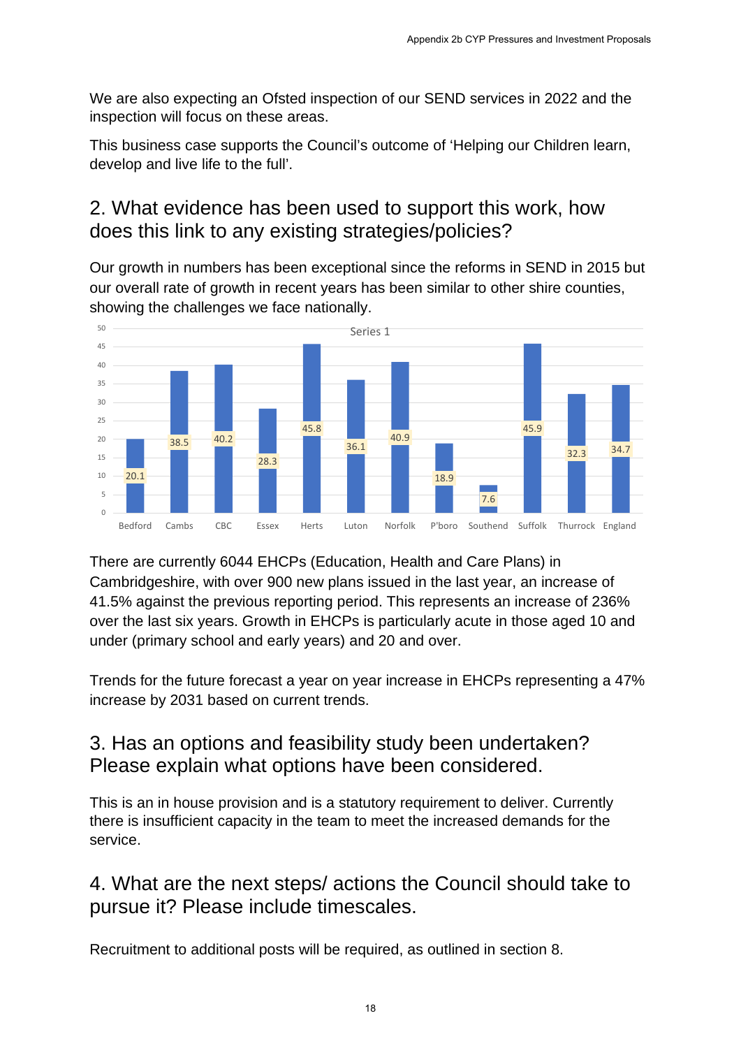We are also expecting an Ofsted inspection of our SEND services in 2022 and the inspection will focus on these areas.

This business case supports the Council's outcome of 'Helping our Children learn, develop and live life to the full'.

## 2. What evidence has been used to support this work, how does this link to any existing strategies/policies?

Our growth in numbers has been exceptional since the reforms in SEND in 2015 but our overall rate of growth in recent years has been similar to other shire counties, showing the challenges we face nationally.

Series 1

| Bedford | Cambs | CBC | Essex | Herts | Luton | Norfolk | P'boro | Southend | Suffolk | Thurrock | England |
|---|---|---|---|---|---|---|---|---|---|---|---|
| 20.1 | 38.5 | 40.2 | 28.3 | 45.8 | 36.1 | 40.9 | 18.9 | 7.6 | 45.9 | 32.3 | 34.7 |

There are currently 6044 EHCPs (Education, Health and Care Plans) in Cambridgeshire, with over 900 new plans issued in the last year, an increase of 41.5% against the previous reporting period. This represents an increase of 236% over the last six years. Growth in EHCPs is particularly acute in those aged 10 and under (primary school and early years) and 20 and over.

Trends for the future forecast a year on year increase in EHCPs representing a 47% increase by 2031 based on current trends.

## 3. Has an options and feasibility study been undertaken? Please explain what options have been considered.

This is an in house provision and is a statutory requirement to deliver. Currently there is insufficient capacity in the team to meet the increased demands for the service.

## 4. What are the next steps/ actions the Council should take to pursue it? Please include timescales.

Recruitment to additional posts will be required, as outlined in section 8.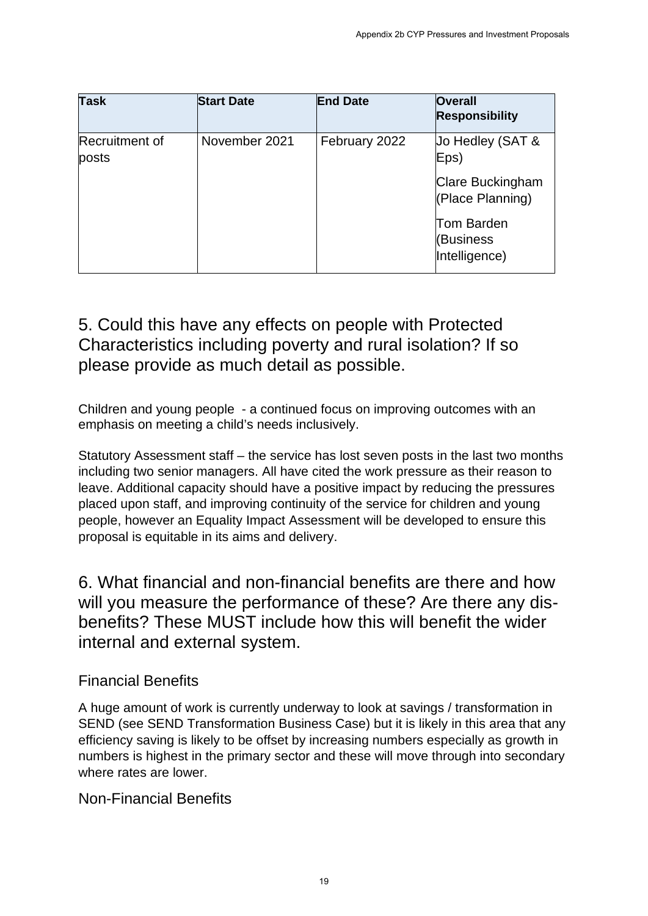| Task | Start Date | End Date | Overall Responsibility |
|---|---|---|---|
| Recruitment of posts | November 2021 | February 2022 | Jo Hedley (SAT & Eps)<br><br>Clare Buckingham (Place Planning)<br><br>Tom Barden (Business Intelligence) |

## 5. Could this have any effects on people with Protected Characteristics including poverty and rural isolation? If so please provide as much detail as possible.

Children and young people - a continued focus on improving outcomes with an emphasis on meeting a child's needs inclusively.

Statutory Assessment staff – the service has lost seven posts in the last two months including two senior managers. All have cited the work pressure as their reason to leave. Additional capacity should have a positive impact by reducing the pressures placed upon staff, and improving continuity of the service for children and young people, however an Equality Impact Assessment will be developed to ensure this proposal is equitable in its aims and delivery.

## 6. What financial and non-financial benefits are there and how will you measure the performance of these? Are there any dis-benefits? These MUST include how this will benefit the wider internal and external system.

### Financial Benefits

A huge amount of work is currently underway to look at savings / transformation in SEND (see SEND Transformation Business Case) but it is likely in this area that any efficiency saving is likely to be offset by increasing numbers especially as growth in numbers is highest in the primary sector and these will move through into secondary where rates are lower.

### Non-Financial Benefits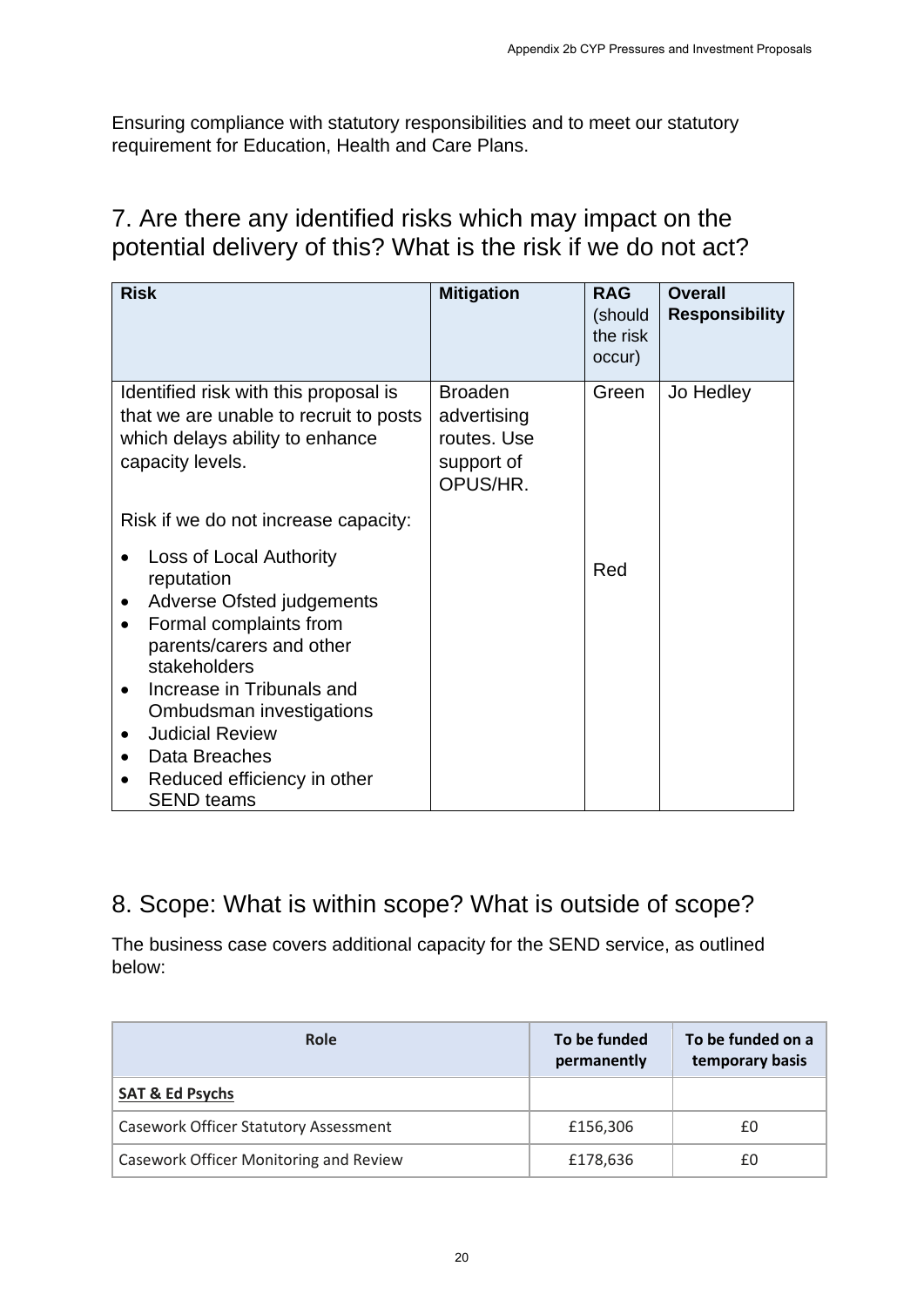Ensuring compliance with statutory responsibilities and to meet our statutory requirement for Education, Health and Care Plans.

## 7. Are there any identified risks which may impact on the potential delivery of this? What is the risk if we do not act?

| Risk | Mitigation | RAG (should the risk occur) | Overall Responsibility |
|---|---|---|---|
| Identified risk with this proposal is that we are unable to recruit to posts which delays ability to enhance capacity levels. | Broaden advertising routes. Use support of OPUS/HR. | Green | Jo Hedley |
| Risk if we do not increase capacity:<br>• Loss of Local Authority reputation<br>• Adverse Ofsted judgements<br>• Formal complaints from parents/carers and other stakeholders<br>• Increase in Tribunals and Ombudsman investigations<br>• Judicial Review<br>• Data Breaches<br>• Reduced efficiency in other SEND teams | | Red | |

## 8. Scope: What is within scope? What is outside of scope?

The business case covers additional capacity for the SEND service, as outlined below:

| Role | To be funded permanently | To be funded on a temporary basis |
|---|---|---|
| **SAT & Ed Psychs** | | |
| Casework Officer Statutory Assessment | £156,306 | £0 |
| Casework Officer Monitoring and Review | £178,636 | £0 |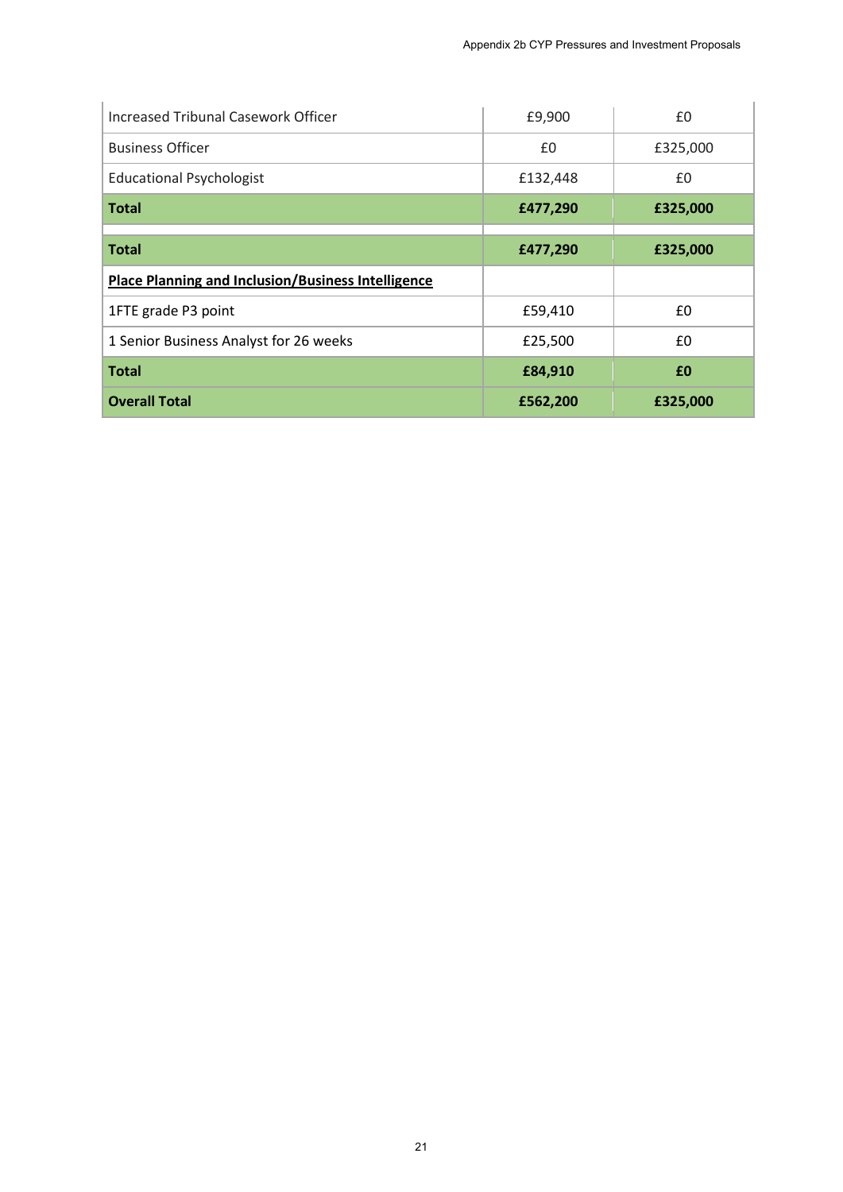| | | |
|---|---|---|
| Increased Tribunal Casework Officer | £9,900 | £0 |
| Business Officer | £0 | £325,000 |
| Educational Psychologist | £132,448 | £0 |
| **Total** | **£477,290** | **£325,000** |
| | | |
| **Total** | **£477,290** | **£325,000** |
| **Place Planning and Inclusion/Business Intelligence** | | |
| 1FTE grade P3 point | £59,410 | £0 |
| 1 Senior Business Analyst for 26 weeks | £25,500 | £0 |
| **Total** | **£84,910** | **£0** |
| **Overall Total** | **£562,200** | **£325,000** |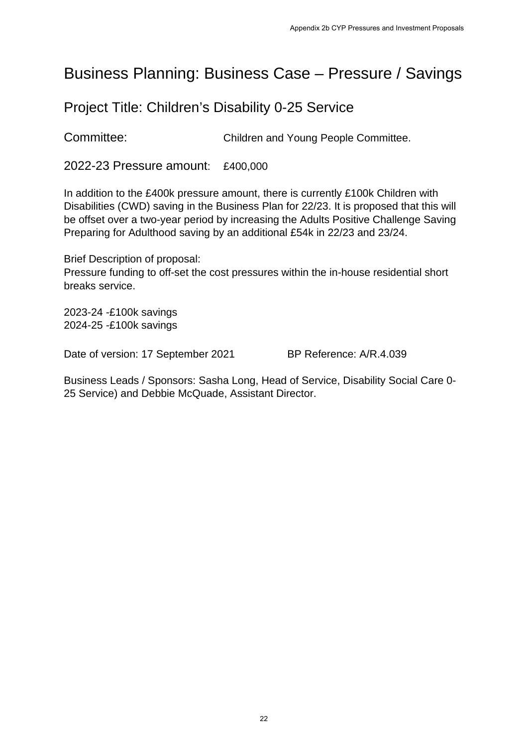# Business Planning: Business Case – Pressure / Savings

## Project Title: Children's Disability 0-25 Service

Committee: Children and Young People Committee.

2022-23 Pressure amount: £400,000

In addition to the £400k pressure amount, there is currently £100k Children with Disabilities (CWD) saving in the Business Plan for 22/23. It is proposed that this will be offset over a two-year period by increasing the Adults Positive Challenge Saving Preparing for Adulthood saving by an additional £54k in 22/23 and 23/24.

Brief Description of proposal:
Pressure funding to off-set the cost pressures within the in-house residential short breaks service.

2023-24 -£100k savings
2024-25 -£100k savings

Date of version: 17 September 2021 BP Reference: A/R.4.039

Business Leads / Sponsors: Sasha Long, Head of Service, Disability Social Care 0-25 Service) and Debbie McQuade, Assistant Director.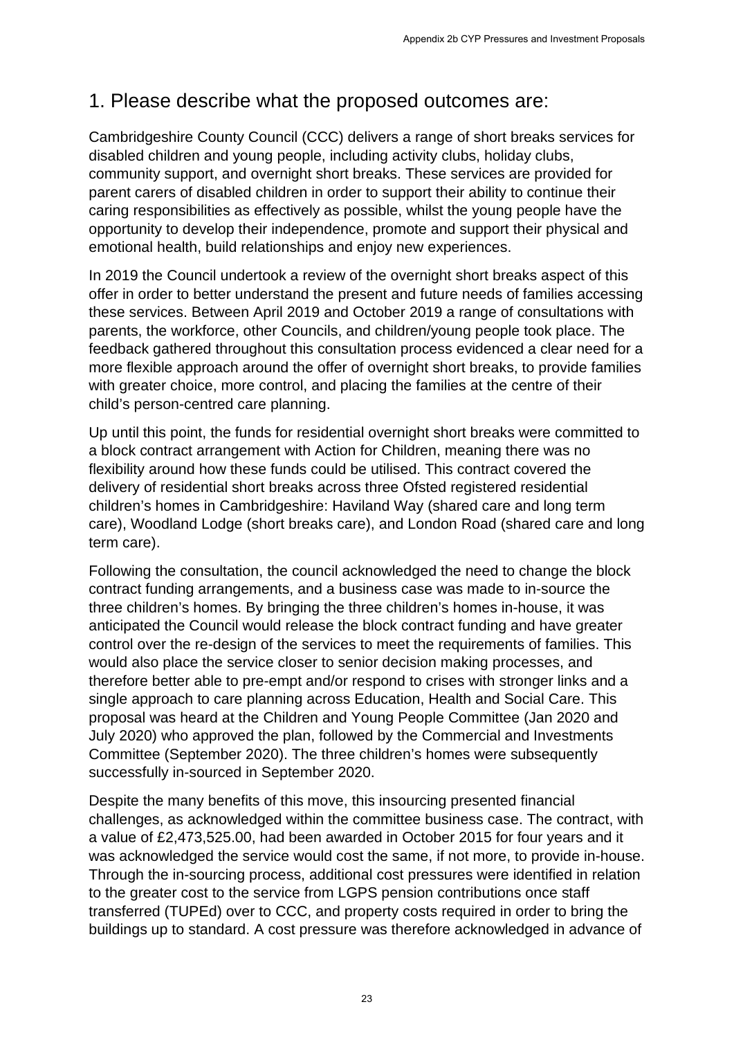## 1. Please describe what the proposed outcomes are:

Cambridgeshire County Council (CCC) delivers a range of short breaks services for disabled children and young people, including activity clubs, holiday clubs, community support, and overnight short breaks. These services are provided for parent carers of disabled children in order to support their ability to continue their caring responsibilities as effectively as possible, whilst the young people have the opportunity to develop their independence, promote and support their physical and emotional health, build relationships and enjoy new experiences.

In 2019 the Council undertook a review of the overnight short breaks aspect of this offer in order to better understand the present and future needs of families accessing these services. Between April 2019 and October 2019 a range of consultations with parents, the workforce, other Councils, and children/young people took place. The feedback gathered throughout this consultation process evidenced a clear need for a more flexible approach around the offer of overnight short breaks, to provide families with greater choice, more control, and placing the families at the centre of their child's person-centred care planning.

Up until this point, the funds for residential overnight short breaks were committed to a block contract arrangement with Action for Children, meaning there was no flexibility around how these funds could be utilised. This contract covered the delivery of residential short breaks across three Ofsted registered residential children's homes in Cambridgeshire: Haviland Way (shared care and long term care), Woodland Lodge (short breaks care), and London Road (shared care and long term care).

Following the consultation, the council acknowledged the need to change the block contract funding arrangements, and a business case was made to in-source the three children's homes. By bringing the three children's homes in-house, it was anticipated the Council would release the block contract funding and have greater control over the re-design of the services to meet the requirements of families. This would also place the service closer to senior decision making processes, and therefore better able to pre-empt and/or respond to crises with stronger links and a single approach to care planning across Education, Health and Social Care. This proposal was heard at the Children and Young People Committee (Jan 2020 and July 2020) who approved the plan, followed by the Commercial and Investments Committee (September 2020). The three children's homes were subsequently successfully in-sourced in September 2020.

Despite the many benefits of this move, this insourcing presented financial challenges, as acknowledged within the committee business case. The contract, with a value of £2,473,525.00, had been awarded in October 2015 for four years and it was acknowledged the service would cost the same, if not more, to provide in-house. Through the in-sourcing process, additional cost pressures were identified in relation to the greater cost to the service from LGPS pension contributions once staff transferred (TUPEd) over to CCC, and property costs required in order to bring the buildings up to standard. A cost pressure was therefore acknowledged in advance of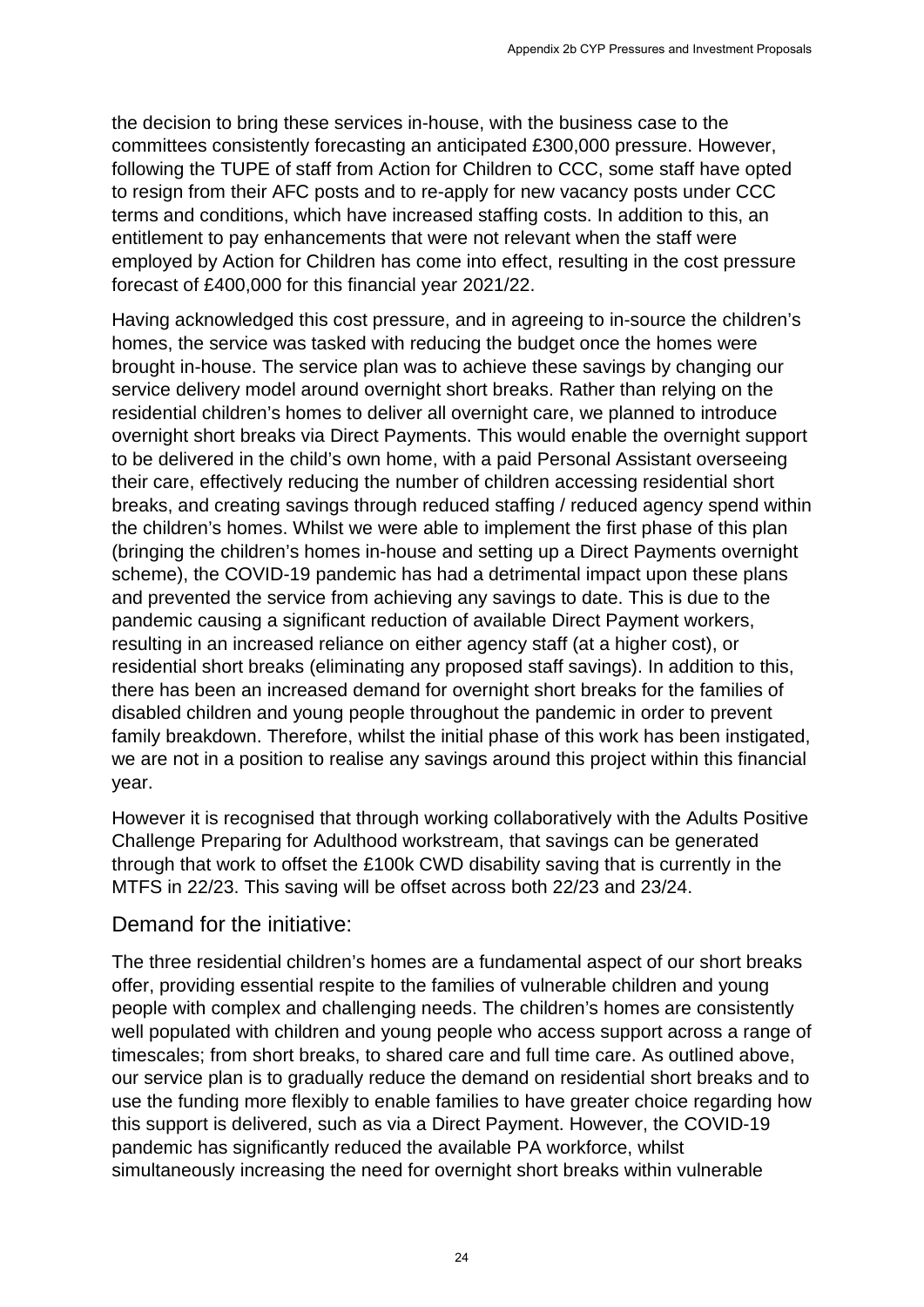the decision to bring these services in-house, with the business case to the committees consistently forecasting an anticipated £300,000 pressure. However, following the TUPE of staff from Action for Children to CCC, some staff have opted to resign from their AFC posts and to re-apply for new vacancy posts under CCC terms and conditions, which have increased staffing costs. In addition to this, an entitlement to pay enhancements that were not relevant when the staff were employed by Action for Children has come into effect, resulting in the cost pressure forecast of £400,000 for this financial year 2021/22.

Having acknowledged this cost pressure, and in agreeing to in-source the children's homes, the service was tasked with reducing the budget once the homes were brought in-house. The service plan was to achieve these savings by changing our service delivery model around overnight short breaks. Rather than relying on the residential children's homes to deliver all overnight care, we planned to introduce overnight short breaks via Direct Payments. This would enable the overnight support to be delivered in the child's own home, with a paid Personal Assistant overseeing their care, effectively reducing the number of children accessing residential short breaks, and creating savings through reduced staffing / reduced agency spend within the children's homes. Whilst we were able to implement the first phase of this plan (bringing the children's homes in-house and setting up a Direct Payments overnight scheme), the COVID-19 pandemic has had a detrimental impact upon these plans and prevented the service from achieving any savings to date. This is due to the pandemic causing a significant reduction of available Direct Payment workers, resulting in an increased reliance on either agency staff (at a higher cost), or residential short breaks (eliminating any proposed staff savings). In addition to this, there has been an increased demand for overnight short breaks for the families of disabled children and young people throughout the pandemic in order to prevent family breakdown. Therefore, whilst the initial phase of this work has been instigated, we are not in a position to realise any savings around this project within this financial year.

However it is recognised that through working collaboratively with the Adults Positive Challenge Preparing for Adulthood workstream, that savings can be generated through that work to offset the £100k CWD disability saving that is currently in the MTFS in 22/23. This saving will be offset across both 22/23 and 23/24.

## Demand for the initiative:

The three residential children's homes are a fundamental aspect of our short breaks offer, providing essential respite to the families of vulnerable children and young people with complex and challenging needs. The children's homes are consistently well populated with children and young people who access support across a range of timescales; from short breaks, to shared care and full time care. As outlined above, our service plan is to gradually reduce the demand on residential short breaks and to use the funding more flexibly to enable families to have greater choice regarding how this support is delivered, such as via a Direct Payment. However, the COVID-19 pandemic has significantly reduced the available PA workforce, whilst simultaneously increasing the need for overnight short breaks within vulnerable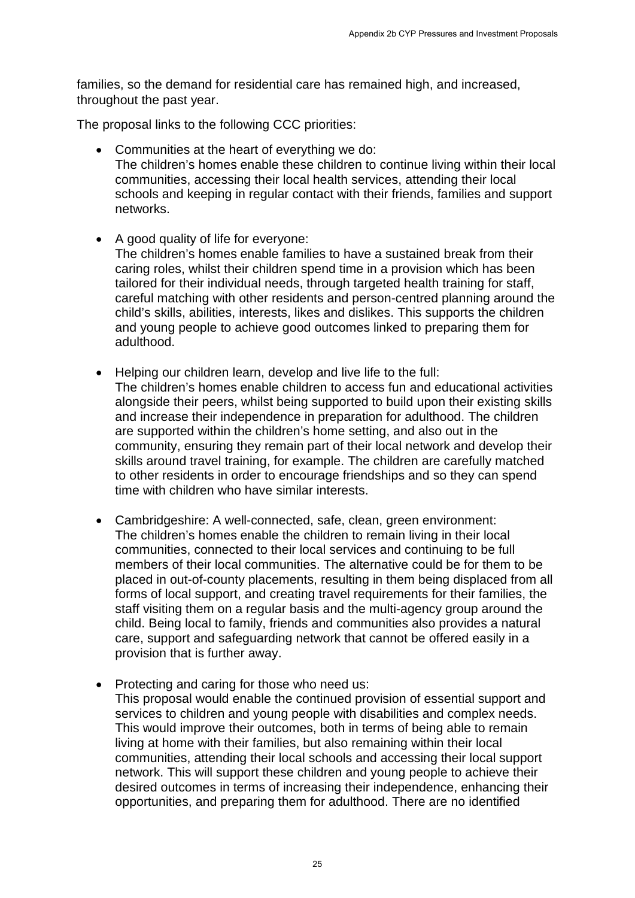families, so the demand for residential care has remained high, and increased, throughout the past year.

The proposal links to the following CCC priorities:

- Communities at the heart of everything we do:
  The children's homes enable these children to continue living within their local communities, accessing their local health services, attending their local schools and keeping in regular contact with their friends, families and support networks.

- A good quality of life for everyone:
  The children's homes enable families to have a sustained break from their caring roles, whilst their children spend time in a provision which has been tailored for their individual needs, through targeted health training for staff, careful matching with other residents and person-centred planning around the child's skills, abilities, interests, likes and dislikes. This supports the children and young people to achieve good outcomes linked to preparing them for adulthood.

- Helping our children learn, develop and live life to the full:
  The children's homes enable children to access fun and educational activities alongside their peers, whilst being supported to build upon their existing skills and increase their independence in preparation for adulthood. The children are supported within the children's home setting, and also out in the community, ensuring they remain part of their local network and develop their skills around travel training, for example. The children are carefully matched to other residents in order to encourage friendships and so they can spend time with children who have similar interests.

- Cambridgeshire: A well-connected, safe, clean, green environment:
  The children's homes enable the children to remain living in their local communities, connected to their local services and continuing to be full members of their local communities. The alternative could be for them to be placed in out-of-county placements, resulting in them being displaced from all forms of local support, and creating travel requirements for their families, the staff visiting them on a regular basis and the multi-agency group around the child. Being local to family, friends and communities also provides a natural care, support and safeguarding network that cannot be offered easily in a provision that is further away.

- Protecting and caring for those who need us:
  This proposal would enable the continued provision of essential support and services to children and young people with disabilities and complex needs. This would improve their outcomes, both in terms of being able to remain living at home with their families, but also remaining within their local communities, attending their local schools and accessing their local support network. This will support these children and young people to achieve their desired outcomes in terms of increasing their independence, enhancing their opportunities, and preparing them for adulthood. There are no identified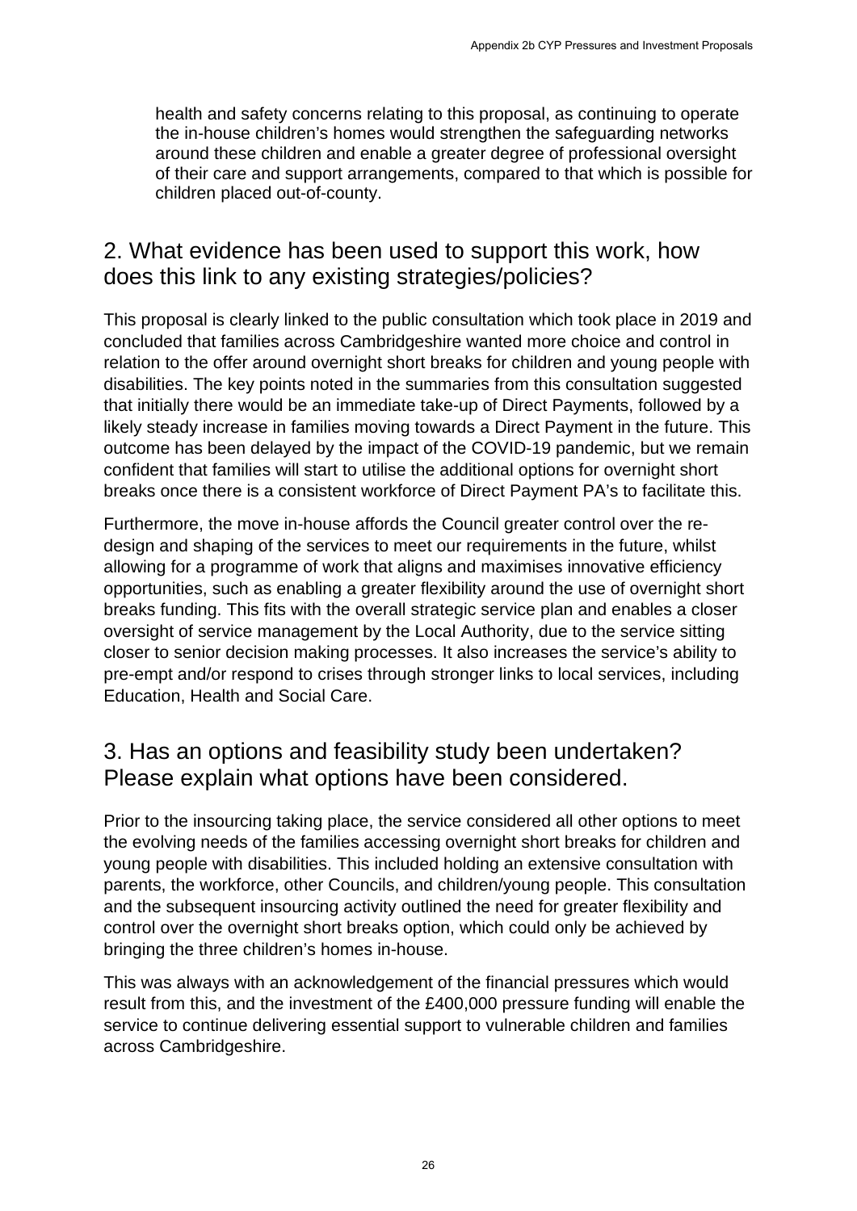health and safety concerns relating to this proposal, as continuing to operate the in-house children's homes would strengthen the safeguarding networks around these children and enable a greater degree of professional oversight of their care and support arrangements, compared to that which is possible for children placed out-of-county.

## 2. What evidence has been used to support this work, how does this link to any existing strategies/policies?

This proposal is clearly linked to the public consultation which took place in 2019 and concluded that families across Cambridgeshire wanted more choice and control in relation to the offer around overnight short breaks for children and young people with disabilities. The key points noted in the summaries from this consultation suggested that initially there would be an immediate take-up of Direct Payments, followed by a likely steady increase in families moving towards a Direct Payment in the future. This outcome has been delayed by the impact of the COVID-19 pandemic, but we remain confident that families will start to utilise the additional options for overnight short breaks once there is a consistent workforce of Direct Payment PA's to facilitate this.

Furthermore, the move in-house affords the Council greater control over the re-design and shaping of the services to meet our requirements in the future, whilst allowing for a programme of work that aligns and maximises innovative efficiency opportunities, such as enabling a greater flexibility around the use of overnight short breaks funding. This fits with the overall strategic service plan and enables a closer oversight of service management by the Local Authority, due to the service sitting closer to senior decision making processes. It also increases the service's ability to pre-empt and/or respond to crises through stronger links to local services, including Education, Health and Social Care.

## 3. Has an options and feasibility study been undertaken? Please explain what options have been considered.

Prior to the insourcing taking place, the service considered all other options to meet the evolving needs of the families accessing overnight short breaks for children and young people with disabilities. This included holding an extensive consultation with parents, the workforce, other Councils, and children/young people. This consultation and the subsequent insourcing activity outlined the need for greater flexibility and control over the overnight short breaks option, which could only be achieved by bringing the three children's homes in-house.

This was always with an acknowledgement of the financial pressures which would result from this, and the investment of the £400,000 pressure funding will enable the service to continue delivering essential support to vulnerable children and families across Cambridgeshire.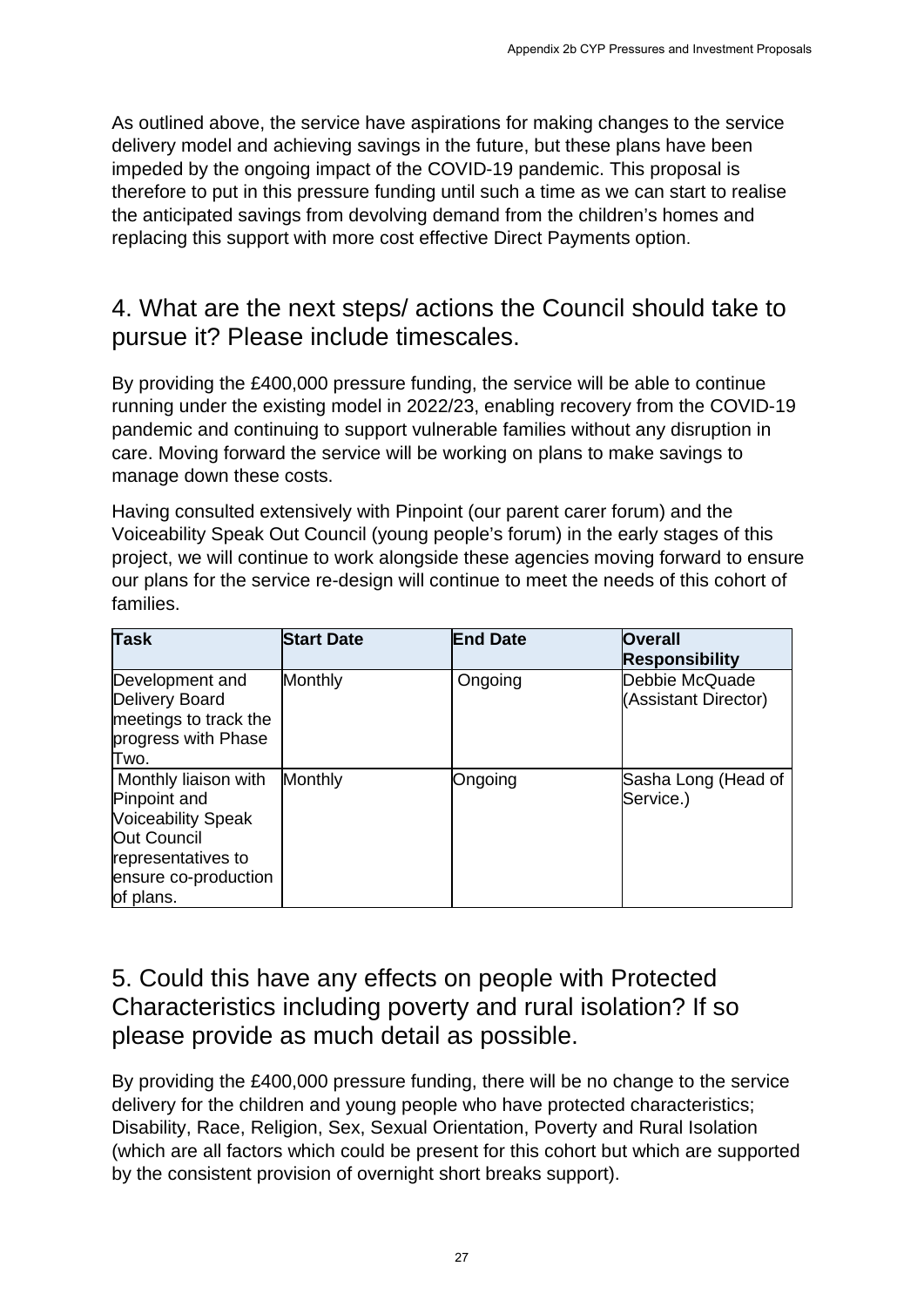As outlined above, the service have aspirations for making changes to the service delivery model and achieving savings in the future, but these plans have been impeded by the ongoing impact of the COVID-19 pandemic. This proposal is therefore to put in this pressure funding until such a time as we can start to realise the anticipated savings from devolving demand from the children's homes and replacing this support with more cost effective Direct Payments option.

## 4. What are the next steps/ actions the Council should take to pursue it? Please include timescales.

By providing the £400,000 pressure funding, the service will be able to continue running under the existing model in 2022/23, enabling recovery from the COVID-19 pandemic and continuing to support vulnerable families without any disruption in care. Moving forward the service will be working on plans to make savings to manage down these costs.

Having consulted extensively with Pinpoint (our parent carer forum) and the Voiceability Speak Out Council (young people's forum) in the early stages of this project, we will continue to work alongside these agencies moving forward to ensure our plans for the service re-design will continue to meet the needs of this cohort of families.

| Task | Start Date | End Date | Overall Responsibility |
|---|---|---|---|
| Development and Delivery Board meetings to track the progress with Phase Two. | Monthly | Ongoing | Debbie McQuade (Assistant Director) |
| Monthly liaison with Pinpoint and Voiceability Speak Out Council representatives to ensure co-production of plans. | Monthly | Ongoing | Sasha Long (Head of Service.) |

## 5. Could this have any effects on people with Protected Characteristics including poverty and rural isolation? If so please provide as much detail as possible.

By providing the £400,000 pressure funding, there will be no change to the service delivery for the children and young people who have protected characteristics; Disability, Race, Religion, Sex, Sexual Orientation, Poverty and Rural Isolation (which are all factors which could be present for this cohort but which are supported by the consistent provision of overnight short breaks support).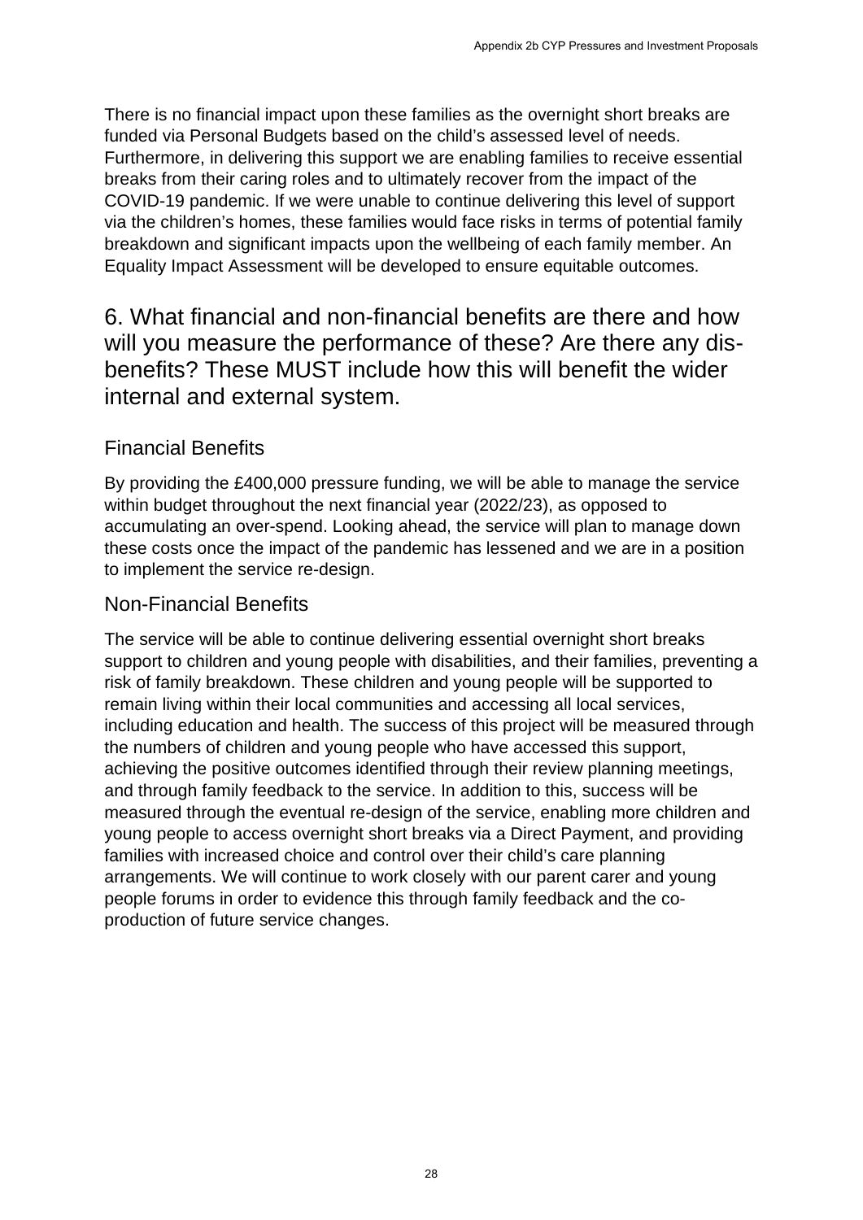There is no financial impact upon these families as the overnight short breaks are funded via Personal Budgets based on the child's assessed level of needs. Furthermore, in delivering this support we are enabling families to receive essential breaks from their caring roles and to ultimately recover from the impact of the COVID-19 pandemic. If we were unable to continue delivering this level of support via the children's homes, these families would face risks in terms of potential family breakdown and significant impacts upon the wellbeing of each family member. An Equality Impact Assessment will be developed to ensure equitable outcomes.

## 6. What financial and non-financial benefits are there and how will you measure the performance of these? Are there any dis-benefits? These MUST include how this will benefit the wider internal and external system.

### Financial Benefits

By providing the £400,000 pressure funding, we will be able to manage the service within budget throughout the next financial year (2022/23), as opposed to accumulating an over-spend. Looking ahead, the service will plan to manage down these costs once the impact of the pandemic has lessened and we are in a position to implement the service re-design.

### Non-Financial Benefits

The service will be able to continue delivering essential overnight short breaks support to children and young people with disabilities, and their families, preventing a risk of family breakdown. These children and young people will be supported to remain living within their local communities and accessing all local services, including education and health. The success of this project will be measured through the numbers of children and young people who have accessed this support, achieving the positive outcomes identified through their review planning meetings, and through family feedback to the service. In addition to this, success will be measured through the eventual re-design of the service, enabling more children and young people to access overnight short breaks via a Direct Payment, and providing families with increased choice and control over their child's care planning arrangements. We will continue to work closely with our parent carer and young people forums in order to evidence this through family feedback and the co-production of future service changes.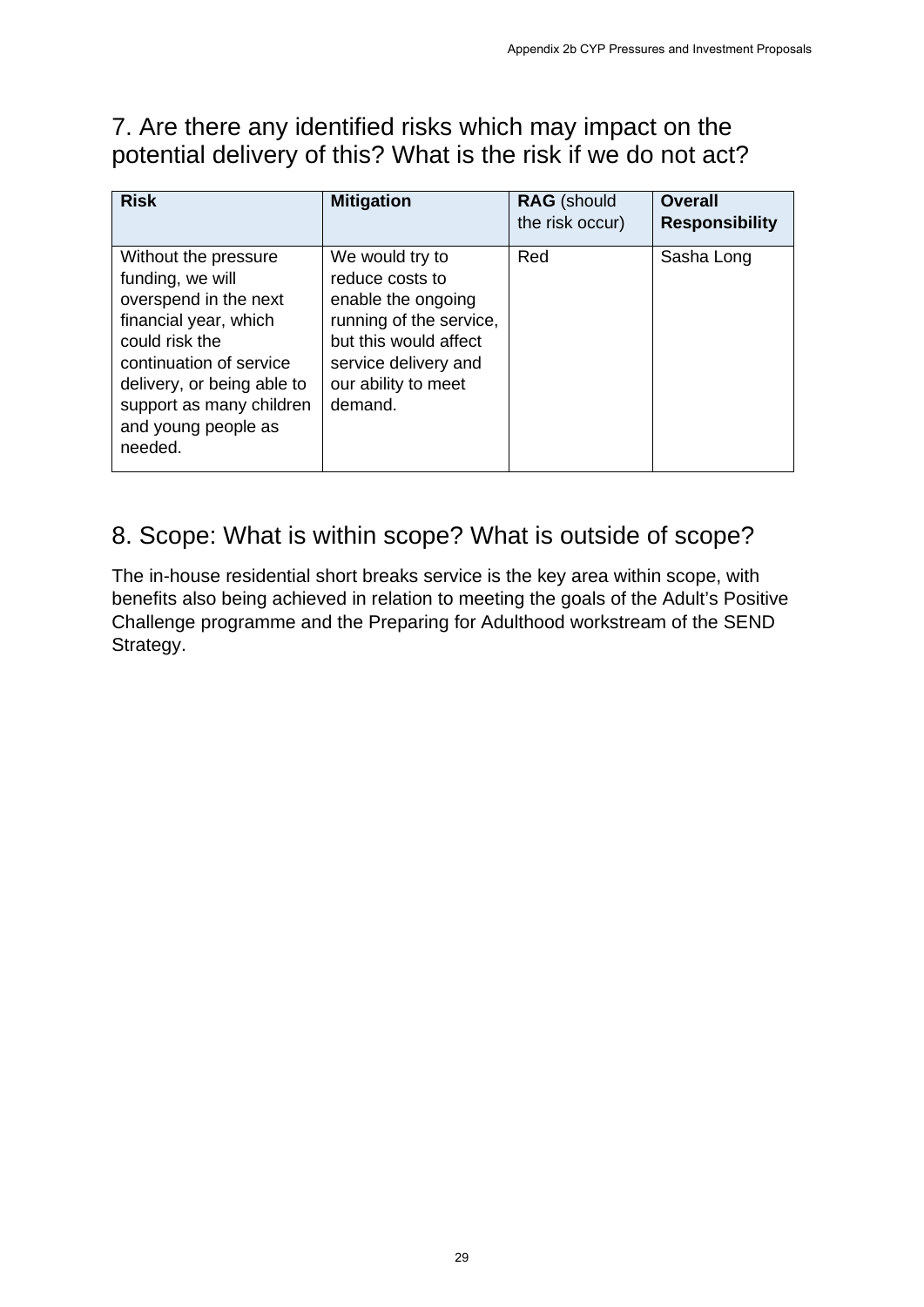## 7. Are there any identified risks which may impact on the potential delivery of this? What is the risk if we do not act?

| **Risk** | **Mitigation** | **RAG** (should the risk occur) | **Overall Responsibility** |
|---|---|---|---|
| Without the pressure funding, we will overspend in the next financial year, which could risk the continuation of service delivery, or being able to support as many children and young people as needed. | We would try to reduce costs to enable the ongoing running of the service, but this would affect service delivery and our ability to meet demand. | Red | Sasha Long |

## 8. Scope: What is within scope? What is outside of scope?

The in-house residential short breaks service is the key area within scope, with benefits also being achieved in relation to meeting the goals of the Adult's Positive Challenge programme and the Preparing for Adulthood workstream of the SEND Strategy.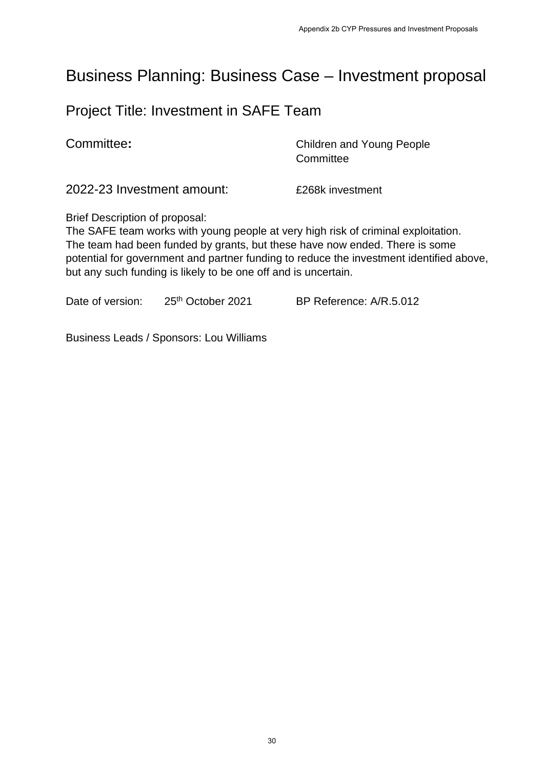# Business Planning: Business Case – Investment proposal

## Project Title: Investment in SAFE Team

| | |
|---|---|
| Committee**:** | Children and Young People Committee |
| 2022-23 Investment amount: | £268k investment |

Brief Description of proposal:
The SAFE team works with young people at very high risk of criminal exploitation. The team had been funded by grants, but these have now ended. There is some potential for government and partner funding to reduce the investment identified above, but any such funding is likely to be one off and is uncertain.

Date of version: 25th October 2021 BP Reference: A/R.5.012

Business Leads / Sponsors: Lou Williams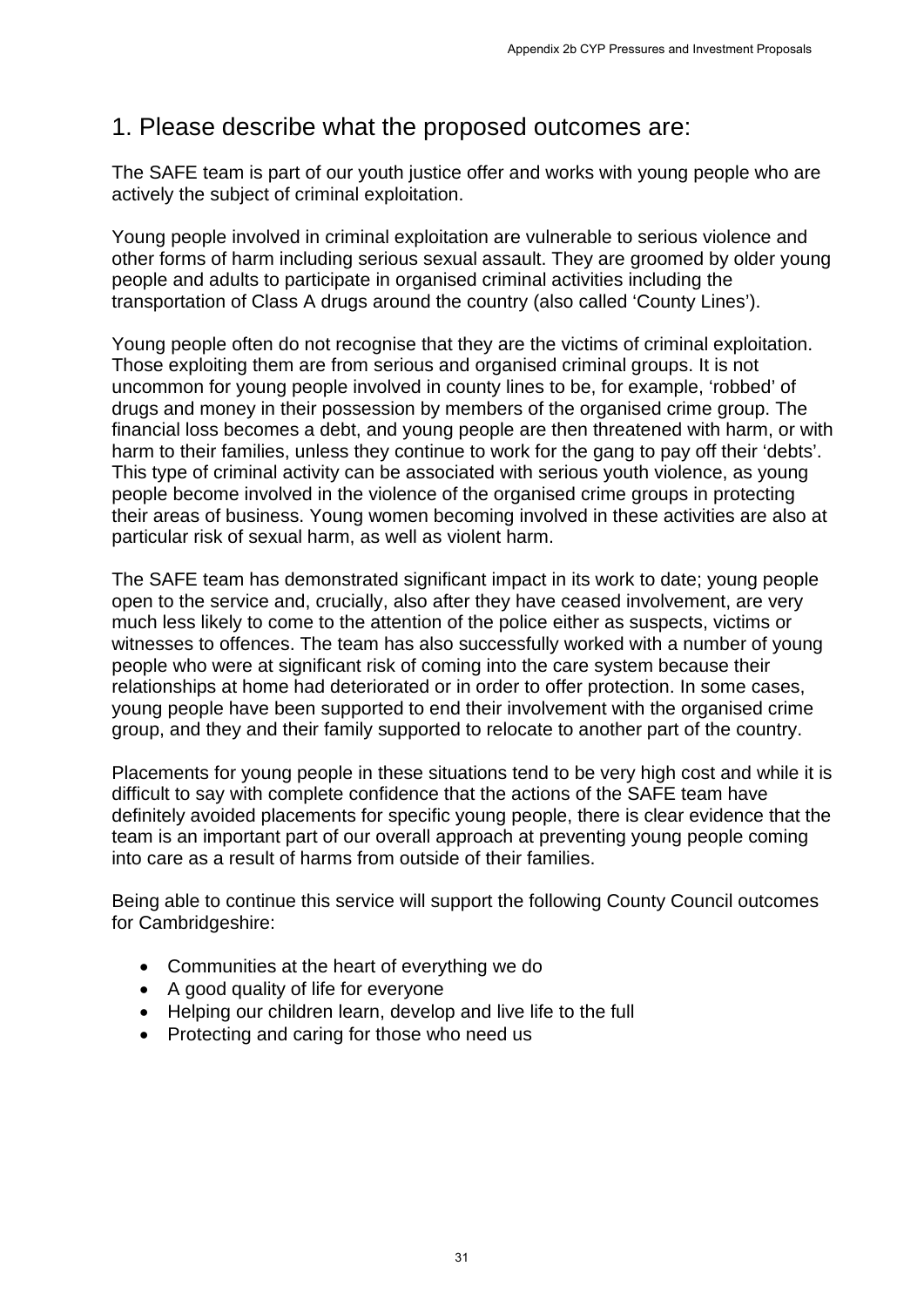## 1. Please describe what the proposed outcomes are:

The SAFE team is part of our youth justice offer and works with young people who are actively the subject of criminal exploitation.

Young people involved in criminal exploitation are vulnerable to serious violence and other forms of harm including serious sexual assault. They are groomed by older young people and adults to participate in organised criminal activities including the transportation of Class A drugs around the country (also called 'County Lines').

Young people often do not recognise that they are the victims of criminal exploitation. Those exploiting them are from serious and organised criminal groups. It is not uncommon for young people involved in county lines to be, for example, 'robbed' of drugs and money in their possession by members of the organised crime group. The financial loss becomes a debt, and young people are then threatened with harm, or with harm to their families, unless they continue to work for the gang to pay off their 'debts'. This type of criminal activity can be associated with serious youth violence, as young people become involved in the violence of the organised crime groups in protecting their areas of business. Young women becoming involved in these activities are also at particular risk of sexual harm, as well as violent harm.

The SAFE team has demonstrated significant impact in its work to date; young people open to the service and, crucially, also after they have ceased involvement, are very much less likely to come to the attention of the police either as suspects, victims or witnesses to offences. The team has also successfully worked with a number of young people who were at significant risk of coming into the care system because their relationships at home had deteriorated or in order to offer protection. In some cases, young people have been supported to end their involvement with the organised crime group, and they and their family supported to relocate to another part of the country.

Placements for young people in these situations tend to be very high cost and while it is difficult to say with complete confidence that the actions of the SAFE team have definitely avoided placements for specific young people, there is clear evidence that the team is an important part of our overall approach at preventing young people coming into care as a result of harms from outside of their families.

Being able to continue this service will support the following County Council outcomes for Cambridgeshire:

- Communities at the heart of everything we do
- A good quality of life for everyone
- Helping our children learn, develop and live life to the full
- Protecting and caring for those who need us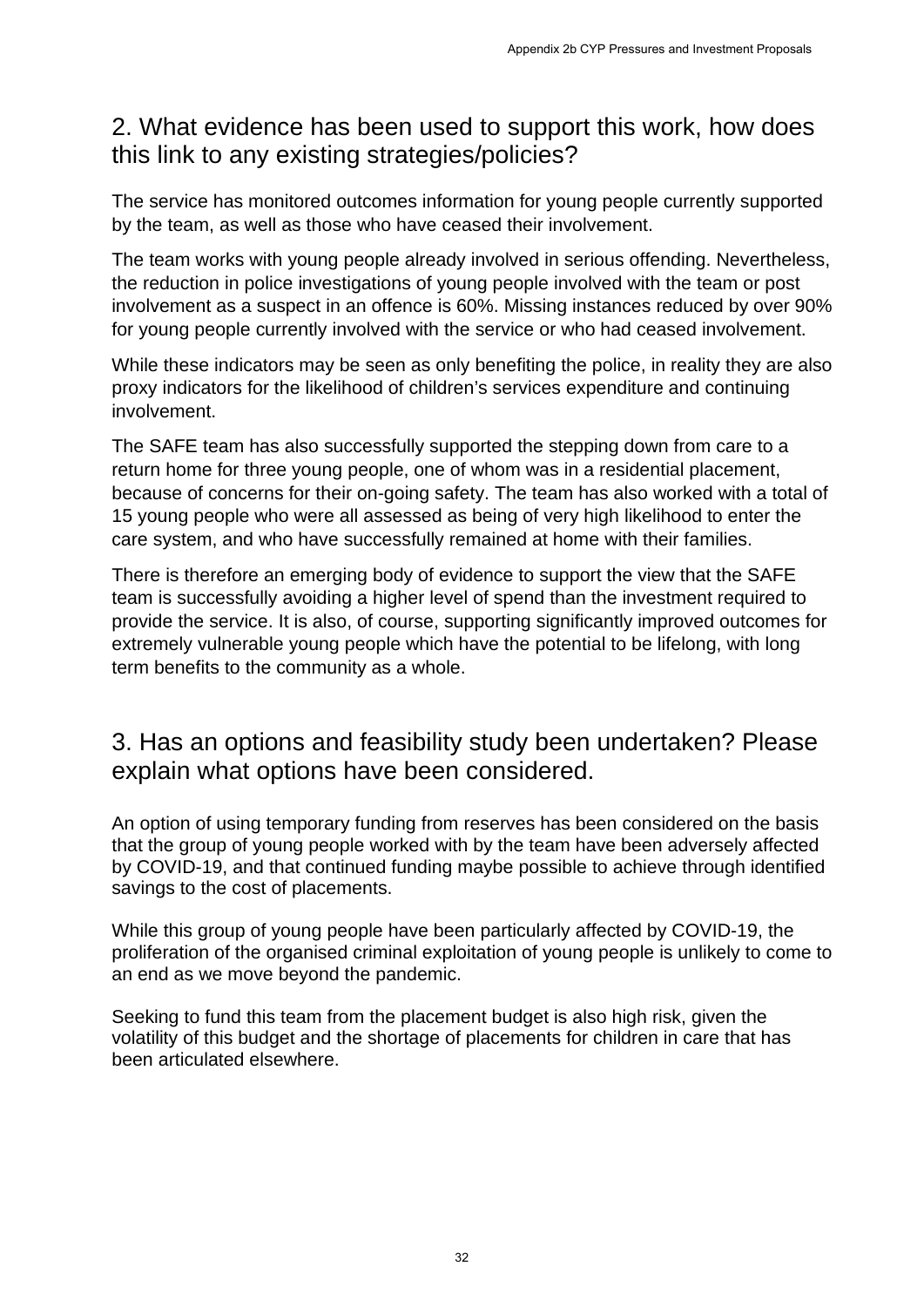## 2. What evidence has been used to support this work, how does this link to any existing strategies/policies?

The service has monitored outcomes information for young people currently supported by the team, as well as those who have ceased their involvement.

The team works with young people already involved in serious offending. Nevertheless, the reduction in police investigations of young people involved with the team or post involvement as a suspect in an offence is 60%. Missing instances reduced by over 90% for young people currently involved with the service or who had ceased involvement.

While these indicators may be seen as only benefiting the police, in reality they are also proxy indicators for the likelihood of children's services expenditure and continuing involvement.

The SAFE team has also successfully supported the stepping down from care to a return home for three young people, one of whom was in a residential placement, because of concerns for their on-going safety. The team has also worked with a total of 15 young people who were all assessed as being of very high likelihood to enter the care system, and who have successfully remained at home with their families.

There is therefore an emerging body of evidence to support the view that the SAFE team is successfully avoiding a higher level of spend than the investment required to provide the service. It is also, of course, supporting significantly improved outcomes for extremely vulnerable young people which have the potential to be lifelong, with long term benefits to the community as a whole.

## 3. Has an options and feasibility study been undertaken? Please explain what options have been considered.

An option of using temporary funding from reserves has been considered on the basis that the group of young people worked with by the team have been adversely affected by COVID-19, and that continued funding maybe possible to achieve through identified savings to the cost of placements.

While this group of young people have been particularly affected by COVID-19, the proliferation of the organised criminal exploitation of young people is unlikely to come to an end as we move beyond the pandemic.

Seeking to fund this team from the placement budget is also high risk, given the volatility of this budget and the shortage of placements for children in care that has been articulated elsewhere.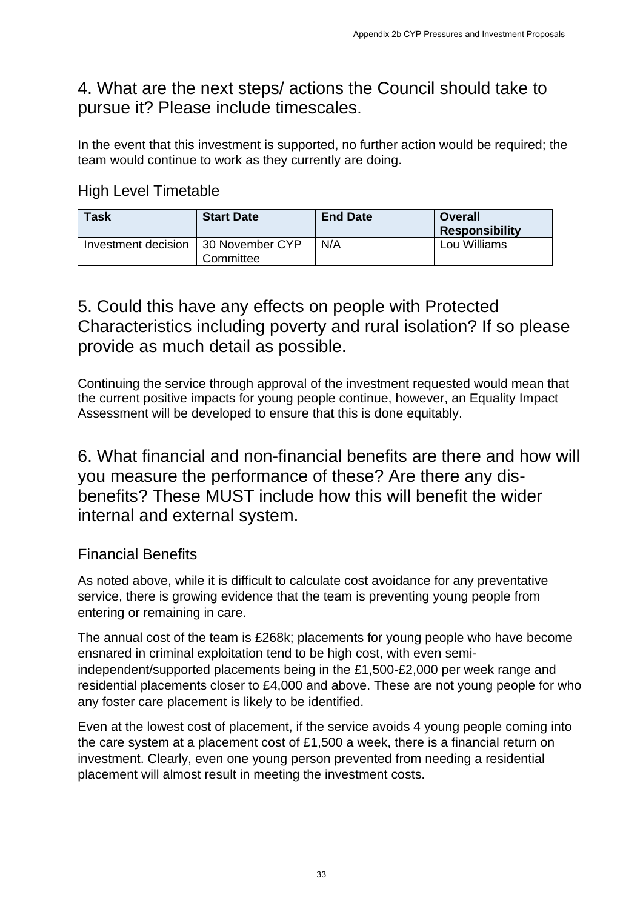## 4. What are the next steps/ actions the Council should take to pursue it? Please include timescales.

In the event that this investment is supported, no further action would be required; the team would continue to work as they currently are doing.

### High Level Timetable

| Task | Start Date | End Date | Overall Responsibility |
|---|---|---|---|
| Investment decision | 30 November CYP Committee | N/A | Lou Williams |

## 5. Could this have any effects on people with Protected Characteristics including poverty and rural isolation? If so please provide as much detail as possible.

Continuing the service through approval of the investment requested would mean that the current positive impacts for young people continue, however, an Equality Impact Assessment will be developed to ensure that this is done equitably.

## 6. What financial and non-financial benefits are there and how will you measure the performance of these? Are there any dis-benefits? These MUST include how this will benefit the wider internal and external system.

### Financial Benefits

As noted above, while it is difficult to calculate cost avoidance for any preventative service, there is growing evidence that the team is preventing young people from entering or remaining in care.

The annual cost of the team is £268k; placements for young people who have become ensnared in criminal exploitation tend to be high cost, with even semi-independent/supported placements being in the £1,500-£2,000 per week range and residential placements closer to £4,000 and above. These are not young people for who any foster care placement is likely to be identified.

Even at the lowest cost of placement, if the service avoids 4 young people coming into the care system at a placement cost of £1,500 a week, there is a financial return on investment. Clearly, even one young person prevented from needing a residential placement will almost result in meeting the investment costs.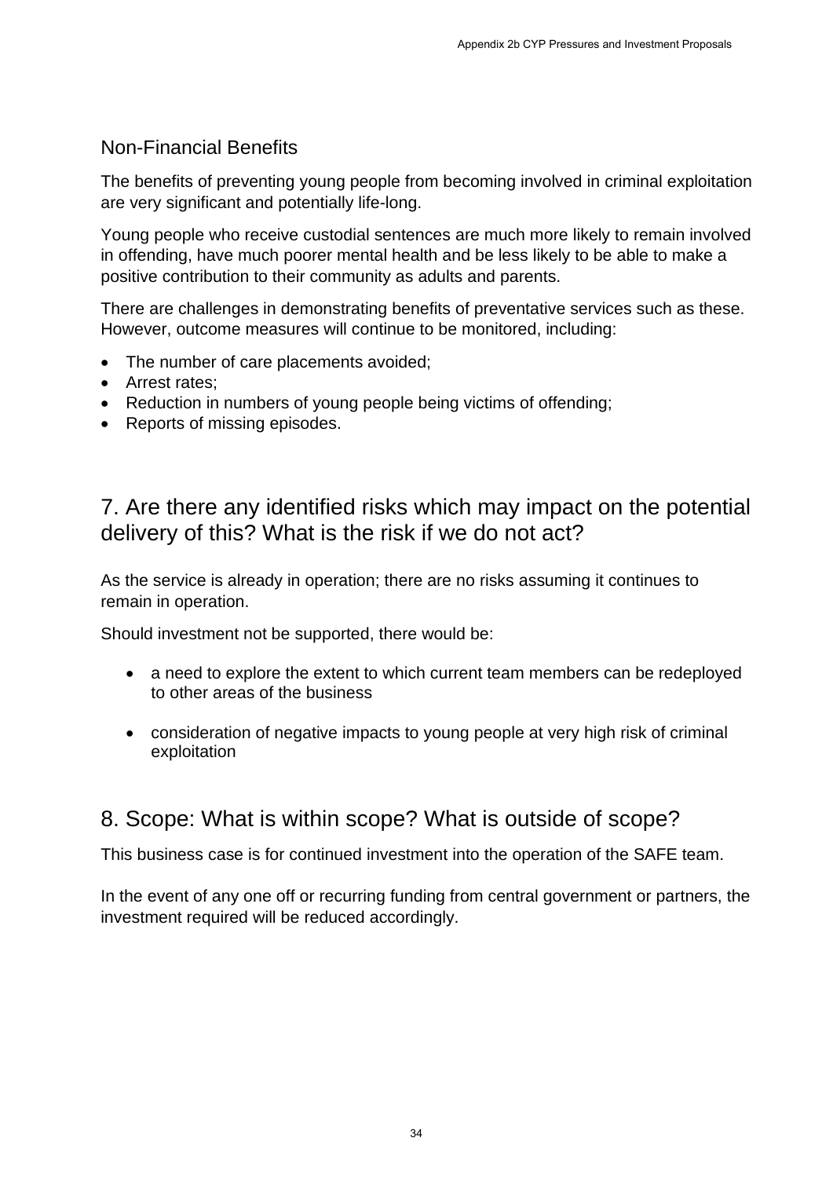### Non-Financial Benefits

The benefits of preventing young people from becoming involved in criminal exploitation are very significant and potentially life-long.

Young people who receive custodial sentences are much more likely to remain involved in offending, have much poorer mental health and be less likely to be able to make a positive contribution to their community as adults and parents.

There are challenges in demonstrating benefits of preventative services such as these. However, outcome measures will continue to be monitored, including:

- The number of care placements avoided;
- Arrest rates;
- Reduction in numbers of young people being victims of offending;
- Reports of missing episodes.

## 7. Are there any identified risks which may impact on the potential delivery of this? What is the risk if we do not act?

As the service is already in operation; there are no risks assuming it continues to remain in operation.

Should investment not be supported, there would be:

- a need to explore the extent to which current team members can be redeployed to other areas of the business
- consideration of negative impacts to young people at very high risk of criminal exploitation

## 8. Scope: What is within scope? What is outside of scope?

This business case is for continued investment into the operation of the SAFE team.

In the event of any one off or recurring funding from central government or partners, the investment required will be reduced accordingly.